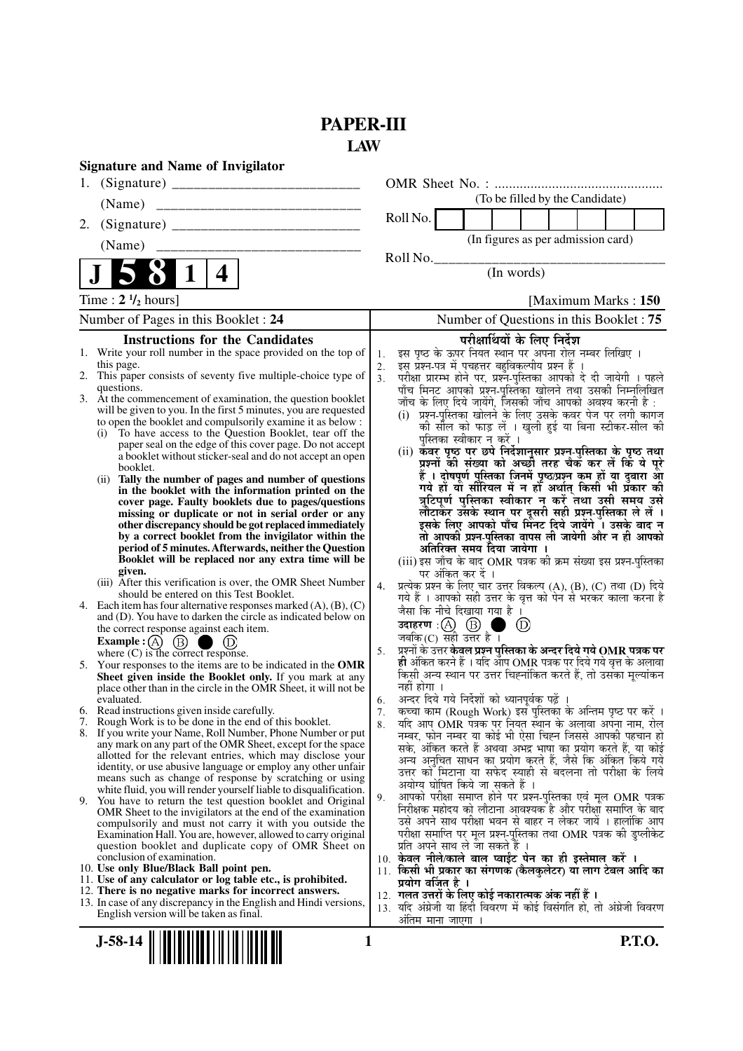# PAPER-III
## LAW

**Signature and Name of Invigilator**

1. (Signature) __________________________

   (Name) ____________________________

2. (Signature) __________________________

   (Name) ____________________________

**J 5 8 1 4**

OMR Sheet No. : ...............................................

(To be filled by the Candidate)

Roll No. [ ] [ ] [ ] [ ] [ ] [ ] [ ] [ ]

(In figures as per admission card)

Roll No.________________________________

(In words)

Time : **2 ½** hours] [Maximum Marks : **150**

Number of Pages in this Booklet : 24

Number of Questions in this Booklet : 75

### Instructions for the Candidates

1. Write your roll number in the space provided on the top of this page.
2. This paper consists of seventy five multiple-choice type of questions.
3. At the commencement of examination, the question booklet will be given to you. In the first 5 minutes, you are requested to open the booklet and compulsorily examine it as below :
   (i) To have access to the Question Booklet, tear off the paper seal on the edge of this cover page. Do not accept a booklet without sticker-seal and do not accept an open booklet.
   (ii) **Tally the number of pages and number of questions in the booklet with the information printed on the cover page. Faulty booklets due to pages/questions missing or duplicate or not in serial order or any other discrepancy should be got replaced immediately by a correct booklet from the invigilator within the period of 5 minutes. Afterwards, neither the Question Booklet will be replaced nor any extra time will be given.**
   (iii) After this verification is over, the OMR Sheet Number should be entered on this Test Booklet.
4. Each item has four alternative responses marked (A), (B), (C) and (D). You have to darken the circle as indicated below on the correct response against each item.
   **Example :** (A) (B) ● (D)
   where (C) is the correct response.
5. Your responses to the items are to be indicated in the **OMR Sheet given inside the Booklet only.** If you mark at any place other than in the circle in the OMR Sheet, it will not be evaluated.
6. Read instructions given inside carefully.
7. Rough Work is to be done in the end of this booklet.
8. If you write your Name, Roll Number, Phone Number or put any mark on any part of the OMR Sheet, except for the space allotted for the relevant entries, which may disclose your identity, or use abusive language or employ any other unfair means such as change of response by scratching or using white fluid, you will render yourself liable to disqualification.
9. You have to return the test question booklet and Original OMR Sheet to the invigilators at the end of the examination compulsorily and must not carry it with you outside the Examination Hall. You are, however, allowed to carry original question booklet and duplicate copy of OMR Sheet on conclusion of examination.
10. **Use only Blue/Black Ball point pen.**
11. **Use of any calculator or log table etc., is prohibited.**
12. **There is no negative marks for incorrect answers.**
13. In case of any discrepancy in the English and Hindi versions, English version will be taken as final.

### परीक्षार्थियों के लिए निर्देश

1. इस पृष्ठ के ऊपर नियत स्थान पर अपना रोल नम्बर लिखिए ।
2. इस प्रश्न-पत्र में पचहत्तर बहुविकल्पीय प्रश्न हैं ।
3. परीक्षा प्रारम्भ होने पर, प्रश्न-पुस्तिका आपको दे दी जायेगी । पहले पाँच मिनट आपको प्रश्न-पुस्तिका खोलने तथा उसकी निम्नलिखित जाँच के लिए दिये जायेंगे, जिसकी जाँच आपको अवश्य करनी है :
   (i) प्रश्न-पुस्तिका खोलने के लिए उसके कवर पेज पर लगी कागज की सील को फाड़ लें । खुली हुई या बिना स्टीकर-सील की पुस्तिका स्वीकार न करें ।
   (ii) **कवर पृष्ठ पर छपे निर्देशानुसार प्रश्न-पुस्तिका के पृष्ठ तथा प्रश्नों की संख्या को अच्छी तरह चैक कर लें कि ये पूरे हैं । दोषपूर्ण पुस्तिका जिनमें पृष्ठ/प्रश्न कम हों या दुबारा आ गये हो या सीरियल में न हो अर्थात् किसी भी प्रकार की त्रुटिपूर्ण पुस्तिका स्वीकार न करें तथा उसी समय उसे लौटाकर उसके स्थान पर दूसरी सही प्रश्न-पुस्तिका ले लें । इसके लिए आपको पाँच मिनट दिये जायेंगे । उसके बाद न तो आपकी प्रश्न-पुस्तिका वापस ली जायेगी और न ही आपको अतिरिक्त समय दिया जायेगा ।**
   (iii) इस जाँच के बाद OMR पत्रक की क्रम संख्या इस प्रश्न-पुस्तिका पर अंकित कर दें ।
4. प्रत्येक प्रश्न के लिए चार उत्तर विकल्प (A), (B), (C) तथा (D) दिये गये हैं । आपको सही उत्तर के वृत्त को पेन से भरकर काला करना है जैसा कि नीचे दिखाया गया है ।
   **उदाहरण :** (A) (B) ● (D)
   जबकि (C) सही उत्तर है ।
5. प्रश्नों के उत्तर **केवल प्रश्न पुस्तिका के अन्दर दिये गये OMR पत्रक पर ही** अंकित करने हैं । यदि आप OMR पत्रक पर दिये गये वृत्त के अलावा किसी अन्य स्थान पर उत्तर चिह्नांकित करते हैं, तो उसका मूल्यांकन नहीं होगा ।
6. अन्दर दिये गये निर्देशों को ध्यानपूर्वक पढ़ें ।
7. कच्चा काम (Rough Work) इस पुस्तिका के अन्तिम पृष्ठ पर करें ।
8. यदि आप OMR पत्रक पर नियत स्थान के अलावा अपना नाम, रोल नम्बर, फोन नम्बर या कोई भी ऐसा चिह्न जिससे आपकी पहचान हो सके, अंकित करते हैं अथवा अभद्र भाषा का प्रयोग करते हैं, या कोई अन्य अनुचित साधन का प्रयोग करते हैं, जैसे कि अंकित किये गये उत्तर को मिटाना या सफेद स्याही से बदलना तो परीक्षा के लिये अयोग्य घोषित किये जा सकते हैं ।
9. आपको परीक्षा समाप्त होने पर प्रश्न-पुस्तिका एवं मूल OMR पत्रक निरीक्षक महोदय को लौटाना आवश्यक है और परीक्षा समाप्ति के बाद उसे अपने साथ परीक्षा भवन से बाहर न लेकर जायें । हालांकि आप परीक्षा समाप्ति पर मूल प्रश्न-पुस्तिका तथा OMR पत्रक की डुप्लीकेट प्रति अपने साथ ले जा सकते हैं ।
10. **केवल नीले/काले बाल प्वाईंट पेन का ही इस्तेमाल करें ।**
11. **किसी भी प्रकार का संगणक (कैलकुलेटर) या लाग टेबल आदि का प्रयोग वर्जित है ।**
12. **गलत उत्तरों के लिए कोई नकारात्मक अंक नहीं हैं ।**
13. यदि अंग्रेजी या हिंदी विवरण में कोई विसंगति हो, तो अंग्रेजी विवरण अंतिम माना जाएगा ।

J-58-14 **P.T.O.**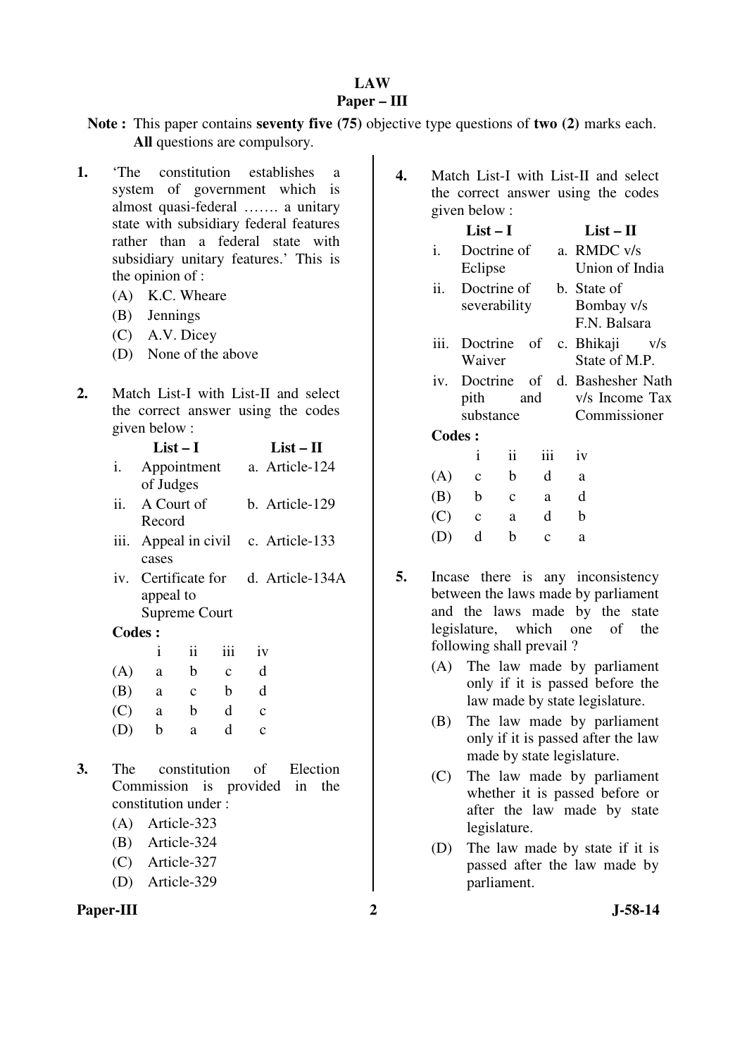# LAW

## Paper – III

**Note :** This paper contains **seventy five (75)** objective type questions of **two (2)** marks each. **All** questions are compulsory.

**1.** 'The constitution establishes a system of government which is almost quasi-federal ……. a unitary state with subsidiary federal features rather than a federal state with subsidiary unitary features.' This is the opinion of :

(A) K.C. Wheare
(B) Jennings
(C) A.V. Dicey
(D) None of the above

**2.** Match List-I with List-II and select the correct answer using the codes given below :

| | List – I | | List – II |
|---|---|---|---|
| i. | Appointment of Judges | a. | Article-124 |
| ii. | A Court of Record | b. | Article-129 |
| iii. | Appeal in civil cases | c. | Article-133 |
| iv. | Certificate for appeal to Supreme Court | d. | Article-134A |

**Codes :**

| | i | ii | iii | iv |
|---|---|---|---|---|
| (A) | a | b | c | d |
| (B) | a | c | b | d |
| (C) | a | b | d | c |
| (D) | b | a | d | c |

**3.** The constitution of Election Commission is provided in the constitution under :

(A) Article-323
(B) Article-324
(C) Article-327
(D) Article-329

**4.** Match List-I with List-II and select the correct answer using the codes given below :

| | List – I | | List – II |
|---|---|---|---|
| i. | Doctrine of Eclipse | a. | RMDC v/s Union of India |
| ii. | Doctrine of severability | b. | State of Bombay v/s F.N. Balsara |
| iii. | Doctrine of Waiver | c. | Bhikaji v/s State of M.P. |
| iv. | Doctrine of pith and substance | d. | Bashesher Nath v/s Income Tax Commissioner |

**Codes :**

| | i | ii | iii | iv |
|---|---|---|---|---|
| (A) | c | b | d | a |
| (B) | b | c | a | d |
| (C) | c | a | d | b |
| (D) | d | b | c | a |

**5.** Incase there is any inconsistency between the laws made by parliament and the laws made by the state legislature, which one of the following shall prevail ?

(A) The law made by parliament only if it is passed before the law made by state legislature.
(B) The law made by parliament only if it is passed after the law made by state legislature.
(C) The law made by parliament whether it is passed before or after the law made by state legislature.
(D) The law made by state if it is passed after the law made by parliament.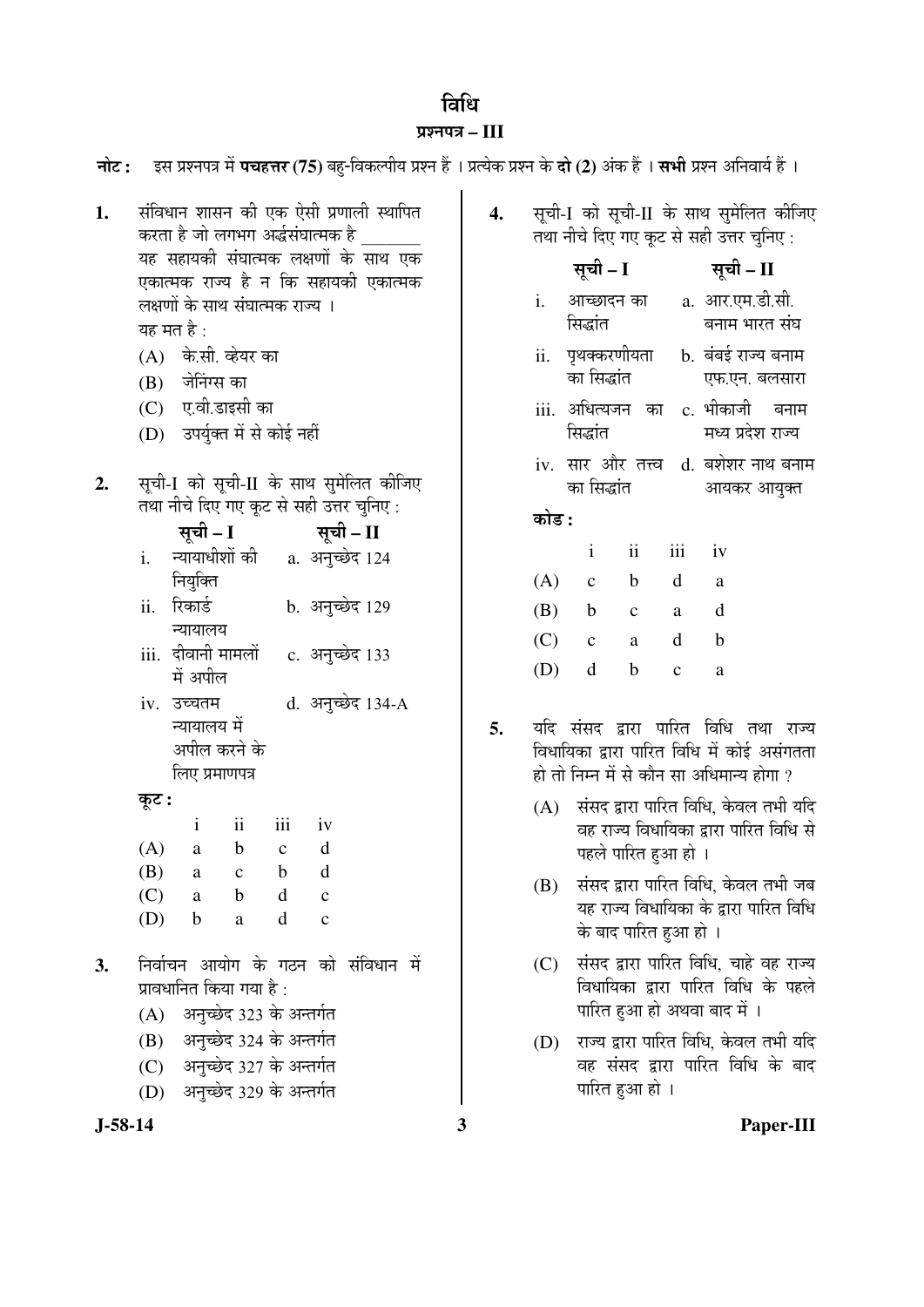# विधि

## प्रश्नपत्र – III

**नोट :** इस प्रश्नपत्र में **पचहत्तर (75)** बहु-विकल्पीय प्रश्न हैं । प्रत्येक प्रश्न के **दो (2)** अंक हैं । **सभी** प्रश्न अनिवार्य हैं ।

1. संविधान शासन की एक ऐसी प्रणाली स्थापित करता है जो लगभग अर्द्धसंघात्मक है _______ यह सहायकी संघात्मक लक्षणों के साथ एक एकात्मक राज्य है न कि सहायकी एकात्मक लक्षणों के साथ संघात्मक राज्य ।
   यह मत है :
   (A) के.सी. व्हेयर का
   (B) जेनिंग्स का
   (C) ए.वी.डाइसी का
   (D) उपर्युक्त में से कोई नहीं

2. सूची-I को सूची-II के साथ सुमेलित कीजिए तथा नीचे दिए गए कूट से सही उत्तर चुनिए :

| | सूची – I | | सूची – II |
|---|---|---|---|
| i. | न्यायाधीशों की नियुक्ति | a. | अनुच्छेद 124 |
| ii. | रिकार्ड न्यायालय | b. | अनुच्छेद 129 |
| iii. | दीवानी मामलों में अपील | c. | अनुच्छेद 133 |
| iv. | उच्चतम न्यायालय में अपील करने के लिए प्रमाणपत्र | d. | अनुच्छेद 134-A |

   **कूट :**

| | i | ii | iii | iv |
|---|---|---|---|---|
| (A) | a | b | c | d |
| (B) | a | c | b | d |
| (C) | a | b | d | c |
| (D) | b | a | d | c |

3. निर्वाचन आयोग के गठन को संविधान में प्रावधानित किया गया है :
   (A) अनुच्छेद 323 के अन्तर्गत
   (B) अनुच्छेद 324 के अन्तर्गत
   (C) अनुच्छेद 327 के अन्तर्गत
   (D) अनुच्छेद 329 के अन्तर्गत

4. सूची-I को सूची-II के साथ सुमेलित कीजिए तथा नीचे दिए गए कूट से सही उत्तर चुनिए :

| | सूची – I | | सूची – II |
|---|---|---|---|
| i. | आच्छादन का सिद्धांत | a. | आर.एम.डी.सी. बनाम भारत संघ |
| ii. | पृथक्करणीयता का सिद्धांत | b. | बंबई राज्य बनाम एफ.एन. बलसारा |
| iii. | अधित्यजन का सिद्धांत | c. | भीकाजी बनाम मध्य प्रदेश राज्य |
| iv. | सार और तत्त्व का सिद्धांत | d. | बशेशर नाथ बनाम आयकर आयुक्त |

   **कोड :**

| | i | ii | iii | iv |
|---|---|---|---|---|
| (A) | c | b | d | a |
| (B) | b | c | a | d |
| (C) | c | a | d | b |
| (D) | d | b | c | a |

5. यदि संसद द्वारा पारित विधि तथा राज्य विधायिका द्वारा पारित विधि में कोई असंगतता हो तो निम्न में से कौन सा अधिमान्य होगा ?
   (A) संसद द्वारा पारित विधि, केवल तभी यदि वह राज्य विधायिका द्वारा पारित विधि से पहले पारित हुआ हो ।
   (B) संसद द्वारा पारित विधि, केवल तभी जब यह राज्य विधायिका के द्वारा पारित विधि के बाद पारित हुआ हो ।
   (C) संसद द्वारा पारित विधि, चाहे वह राज्य विधायिका द्वारा पारित विधि के पहले पारित हुआ हो अथवा बाद में ।
   (D) राज्य द्वारा पारित विधि, केवल तभी यदि वह संसद द्वारा पारित विधि के बाद पारित हुआ हो ।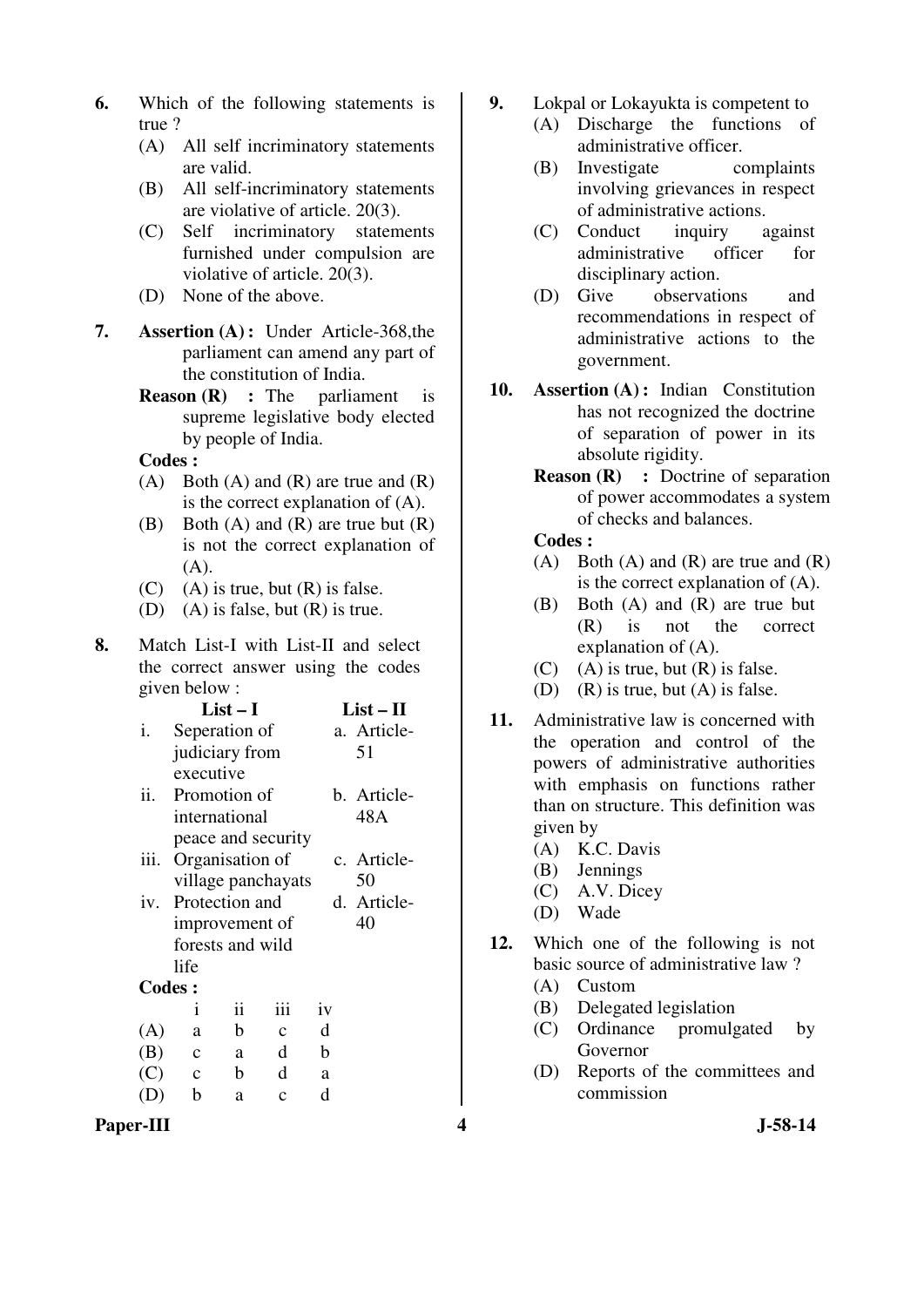6. Which of the following statements is true ?

   (A) All self incriminatory statements are valid.
   (B) All self-incriminatory statements are violative of article. 20(3).
   (C) Self incriminatory statements furnished under compulsion are violative of article. 20(3).
   (D) None of the above.

7. **Assertion (A) :** Under Article-368,the parliament can amend any part of the constitution of India.

   **Reason (R) :** The parliament is supreme legislative body elected by people of India.

   **Codes :**

   (A) Both (A) and (R) are true and (R) is the correct explanation of (A).
   (B) Both (A) and (R) are true but (R) is not the correct explanation of (A).
   (C) (A) is true, but (R) is false.
   (D) (A) is false, but (R) is true.

8. Match List-I with List-II and select the correct answer using the codes given below :

| | List – I | | List – II |
|---|---|---|---|
| i. | Seperation of judiciary from executive | a. | Article-51 |
| ii. | Promotion of international peace and security | b. | Article-48A |
| iii. | Organisation of village panchayats | c. | Article-50 |
| iv. | Protection and improvement of forests and wild life | d. | Article-40 |

   **Codes :**

| | i | ii | iii | iv |
|---|---|---|---|---|
| (A) | a | b | c | d |
| (B) | c | a | d | b |
| (C) | c | b | d | a |
| (D) | b | a | c | d |

9. Lokpal or Lokayukta is competent to

   (A) Discharge the functions of administrative officer.
   (B) Investigate complaints involving grievances in respect of administrative actions.
   (C) Conduct inquiry against administrative officer for disciplinary action.
   (D) Give observations and recommendations in respect of administrative actions to the government.

10. **Assertion (A) :** Indian Constitution has not recognized the doctrine of separation of power in its absolute rigidity.

    **Reason (R) :** Doctrine of separation of power accommodates a system of checks and balances.

    **Codes :**

    (A) Both (A) and (R) are true and (R) is the correct explanation of (A).
    (B) Both (A) and (R) are true but (R) is not the correct explanation of (A).
    (C) (A) is true, but (R) is false.
    (D) (R) is true, but (A) is false.

11. Administrative law is concerned with the operation and control of the powers of administrative authorities with emphasis on functions rather than on structure. This definition was given by

    (A) K.C. Davis
    (B) Jennings
    (C) A.V. Dicey
    (D) Wade

12. Which one of the following is not basic source of administrative law ?

    (A) Custom
    (B) Delegated legislation
    (C) Ordinance promulgated by Governor
    (D) Reports of the committees and commission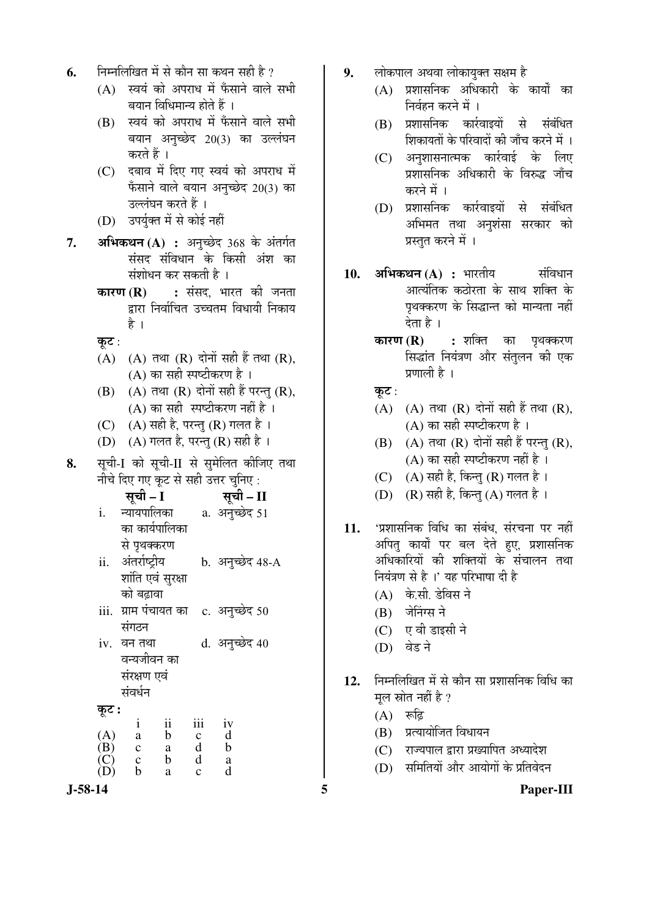6. निम्नलिखित में से कौन सा कथन सही है ?
   (A) स्वयं को अपराध में फँसाने वाले सभी बयान विधिमान्य होते हैं ।
   (B) स्वयं को अपराध में फँसाने वाले सभी बयान अनुच्छेद 20(3) का उल्लंघन करते हैं ।
   (C) दबाव में दिए गए स्वयं को अपराध में फँसाने वाले बयान अनुच्छेद 20(3) का उल्लंघन करते हैं ।
   (D) उपर्युक्त में से कोई नहीं

7. **अभिकथन (A) :** अनुच्छेद 368 के अंतर्गत संसद संविधान के किसी अंश का संशोधन कर सकती है ।
   **कारण (R) :** संसद, भारत की जनता द्वारा निर्वाचित उच्चतम विधायी निकाय है ।
   **कूट** :
   (A) (A) तथा (R) दोनों सही हैं तथा (R), (A) का सही स्पष्टीकरण है ।
   (B) (A) तथा (R) दोनों सही हैं परन्तु (R), (A) का सही स्पष्टीकरण नहीं है ।
   (C) (A) सही है, परन्तु (R) गलत है ।
   (D) (A) गलत है, परन्तु (R) सही है ।

8. सूची-I को सूची-II से सुमेलित कीजिए तथा नीचे दिए गए कूट से सही उत्तर चुनिए :

| सूची – I | सूची – II |
|---|---|
| i. न्यायपालिका का कार्यपालिका से पृथक्करण | a. अनुच्छेद 51 |
| ii. अंतर्राष्ट्रीय शांति एवं सुरक्षा को बढ़ावा | b. अनुच्छेद 48-A |
| iii. ग्राम पंचायत का संगठन | c. अनुच्छेद 50 |
| iv. वन तथा वन्यजीवन का संरक्षण एवं संवर्धन | d. अनुच्छेद 40 |

   **कूट :**

|  | i | ii | iii | iv |
|---|---|---|---|---|
| (A) | a | b | c | d |
| (B) | c | a | d | b |
| (C) | c | b | d | a |
| (D) | b | a | c | d |

9. लोकपाल अथवा लोकायुक्त सक्षम है
   (A) प्रशासनिक अधिकारी के कार्यों का निर्वहन करने में ।
   (B) प्रशासनिक कार्रवाइयों से संबंधित शिकायतों के परिवादों की जाँच करने में ।
   (C) अनुशासनात्मक कार्रवाई के लिए प्रशासनिक अधिकारी के विरुद्ध जाँच करने में ।
   (D) प्रशासनिक कार्रवाइयों से संबंधित अभिमत तथा अनुशंसा सरकार को प्रस्तुत करने में ।

10. **अभिकथन (A) :** भारतीय संविधान आत्यंतिक कठोरता के साथ शक्ति के पृथक्करण के सिद्धान्त को मान्यता नहीं देता है ।
    **कारण (R) :** शक्ति का पृथक्करण सिद्धांत नियंत्रण और संतुलन की एक प्रणाली है ।
    **कूट** :
    (A) (A) तथा (R) दोनों सही हैं तथा (R), (A) का सही स्पष्टीकरण है ।
    (B) (A) तथा (R) दोनों सही हैं परन्तु (R), (A) का सही स्पष्टीकरण नहीं है ।
    (C) (A) सही है, किन्तु (R) गलत है ।
    (D) (R) सही है, किन्तु (A) गलत है ।

11. 'प्रशासनिक विधि का संबंध, संरचना पर नहीं अपितु कार्यों पर बल देते हुए, प्रशासनिक अधिकारियों की शक्तियों के संचालन तथा नियंत्रण से है ।' यह परिभाषा दी है
    (A) के.सी. डेविस ने
    (B) जेनिंग्स ने
    (C) ए वी डाइसी ने
    (D) वेड ने

12. निम्नलिखित में से कौन सा प्रशासनिक विधि का मूल स्रोत नहीं है ?
    (A) रूढ़ि
    (B) प्रत्यायोजित विधायन
    (C) राज्यपाल द्वारा प्रख्यापित अध्यादेश
    (D) समितियों और आयोगों के प्रतिवेदन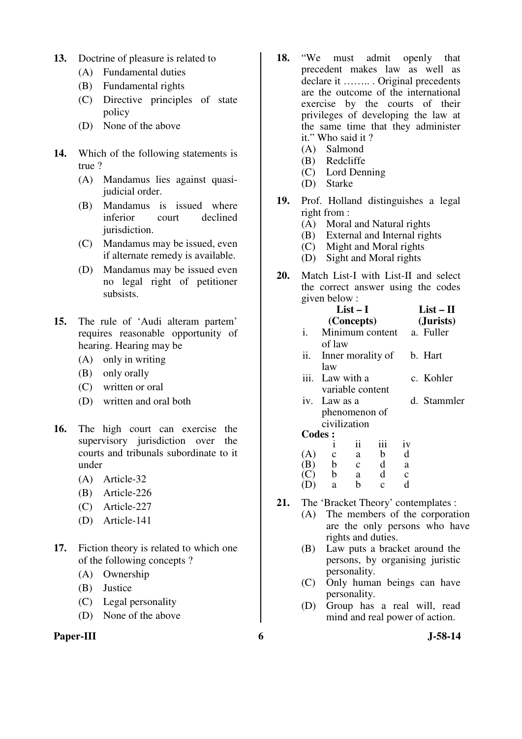13. Doctrine of pleasure is related to
    (A) Fundamental duties
    (B) Fundamental rights
    (C) Directive principles of state policy
    (D) None of the above

14. Which of the following statements is true ?
    (A) Mandamus lies against quasi-judicial order.
    (B) Mandamus is issued where inferior court declined jurisdiction.
    (C) Mandamus may be issued, even if alternate remedy is available.
    (D) Mandamus may be issued even no legal right of petitioner subsists.

15. The rule of 'Audi alteram partem' requires reasonable opportunity of hearing. Hearing may be
    (A) only in writing
    (B) only orally
    (C) written or oral
    (D) written and oral both

16. The high court can exercise the supervisory jurisdiction over the courts and tribunals subordinate to it under
    (A) Article-32
    (B) Article-226
    (C) Article-227
    (D) Article-141

17. Fiction theory is related to which one of the following concepts ?
    (A) Ownership
    (B) Justice
    (C) Legal personality
    (D) None of the above

18. "We must admit openly that precedent makes law as well as declare it …….. . Original precedents are the outcome of the international exercise by the courts of their privileges of developing the law at the same time that they administer it." Who said it ?
    (A) Salmond
    (B) Redcliffe
    (C) Lord Denning
    (D) Starke

19. Prof. Holland distinguishes a legal right from :
    (A) Moral and Natural rights
    (B) External and Internal rights
    (C) Might and Moral rights
    (D) Sight and Moral rights

20. Match List-I with List-II and select the correct answer using the codes given below :

| | List – I (Concepts) | | List – II (Jurists) |
|---|---|---|---|
| i. | Minimum content of law | a. | Fuller |
| ii. | Inner morality of law | b. | Hart |
| iii. | Law with a variable content | c. | Kohler |
| iv. | Law as a phenomenon of civilization | d. | Stammler |

**Codes :**

| | i | ii | iii | iv |
|---|---|---|---|---|
| (A) | c | a | b | d |
| (B) | b | c | d | a |
| (C) | b | a | d | c |
| (D) | a | b | c | d |

21. The 'Bracket Theory' contemplates :
    (A) The members of the corporation are the only persons who have rights and duties.
    (B) Law puts a bracket around the persons, by organising juristic personality.
    (C) Only human beings can have personality.
    (D) Group has a real will, read mind and real power of action.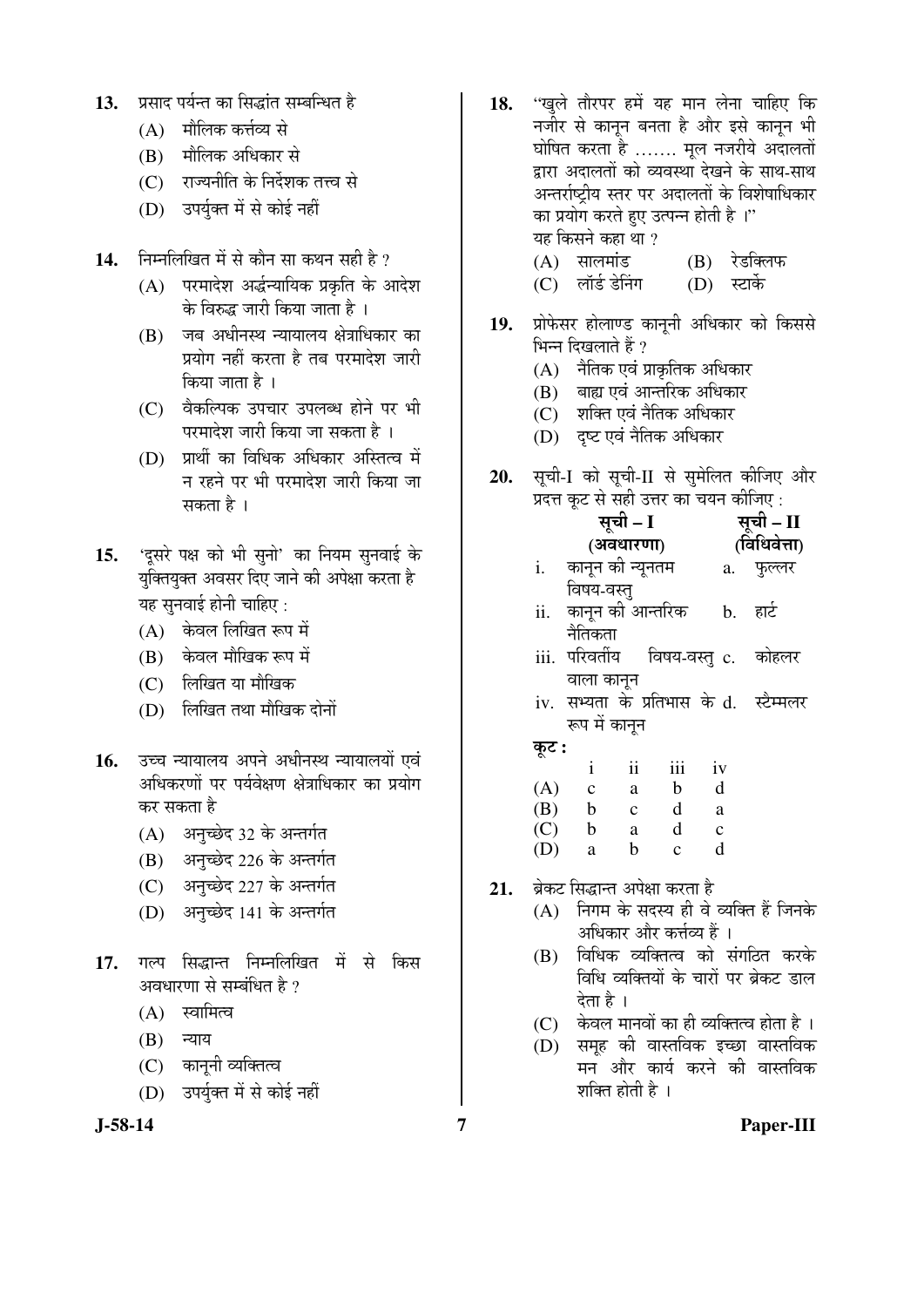**13.** प्रसाद पर्यन्त का सिद्धांत सम्बन्धित है

(A) मौलिक कर्त्तव्य से

(B) मौलिक अधिकार से

(C) राज्यनीति के निर्देशक तत्त्व से

(D) उपर्युक्त में से कोई नहीं

**14.** निम्नलिखित में से कौन सा कथन सही है ?

(A) परमादेश अर्द्धन्यायिक प्रकृति के आदेश के विरुद्ध जारी किया जाता है ।

(B) जब अधीनस्थ न्यायालय क्षेत्राधिकार का प्रयोग नहीं करता है तब परमादेश जारी किया जाता है ।

(C) वैकल्पिक उपचार उपलब्ध होने पर भी परमादेश जारी किया जा सकता है ।

(D) प्रार्थी का विधिक अधिकार अस्तित्व में न रहने पर भी परमादेश जारी किया जा सकता है ।

**15.** 'दूसरे पक्ष को भी सुनो' का नियम सुनवाई के युक्तियुक्त अवसर दिए जाने की अपेक्षा करता है यह सुनवाई होनी चाहिए :

(A) केवल लिखित रूप में

(B) केवल मौखिक रूप में

(C) लिखित या मौखिक

(D) लिखित तथा मौखिक दोनों

**16.** उच्च न्यायालय अपने अधीनस्थ न्यायालयों एवं अधिकरणों पर पर्यवेक्षण क्षेत्राधिकार का प्रयोग कर सकता है

(A) अनुच्छेद 32 के अन्तर्गत

(B) अनुच्छेद 226 के अन्तर्गत

(C) अनुच्छेद 227 के अन्तर्गत

(D) अनुच्छेद 141 के अन्तर्गत

**17.** गल्प सिद्धान्त निम्नलिखित में से किस अवधारणा से सम्बंधित है ?

(A) स्वामित्व

(B) न्याय

(C) कानूनी व्यक्तित्व

(D) उपर्युक्त में से कोई नहीं

**18.** "खुले तौरपर हमें यह मान लेना चाहिए कि नजीर से कानून बनता है और इसे कानून भी घोषित करता है ……. मूल नजरीये अदालतों द्वारा अदालतों को व्यवस्था देखने के साथ-साथ अन्तर्राष्ट्रीय स्तर पर अदालतों के विशेषाधिकार का प्रयोग करते हुए उत्पन्न होती है ।"
यह किसने कहा था ?

(A) सालमांड (B) रेडक्लिफ

(C) लॉर्ड डेनिंग (D) स्टार्के

**19.** प्रोफेसर होलाण्ड कानूनी अधिकार को किससे भिन्न दिखलाते हैं ?

(A) नैतिक एवं प्राकृतिक अधिकार

(B) बाह्य एवं आन्तरिक अधिकार

(C) शक्ति एवं नैतिक अधिकार

(D) दृष्ट एवं नैतिक अधिकार

**20.** सूची-I को सूची-II से सुमेलित कीजिए और प्रदत्त कूट से सही उत्तर का चयन कीजिए :

| | सूची – I (अवधारणा) | | सूची – II (विधिवेत्ता) |
|---|---|---|---|
| i. | कानून की न्यूनतम विषय-वस्तु | a. | फुल्लर |
| ii. | कानून की आन्तरिक नैतिकता | b. | हार्ट |
| iii. | परिवर्तीय विषय-वस्तु वाला कानून | c. | कोहलर |
| iv. | सभ्यता के प्रतिभास के रूप में कानून | d. | स्टैम्मलर |

**कूट :**

| | i | ii | iii | iv |
|---|---|---|---|---|
| (A) | c | a | b | d |
| (B) | b | c | d | a |
| (C) | b | a | d | c |
| (D) | a | b | c | d |

**21.** ब्रेकट सिद्धान्त अपेक्षा करता है

(A) निगम के सदस्य ही वे व्यक्ति हैं जिनके अधिकार और कर्त्तव्य हैं ।

(B) विधिक व्यक्तित्व को संगठित करके विधि व्यक्तियों के चारों पर ब्रेकट डाल देता है ।

(C) केवल मानवों का ही व्यक्तित्व होता है ।

(D) समूह की वास्तविक इच्छा वास्तविक मन और कार्य करने की वास्तविक शक्ति होती है ।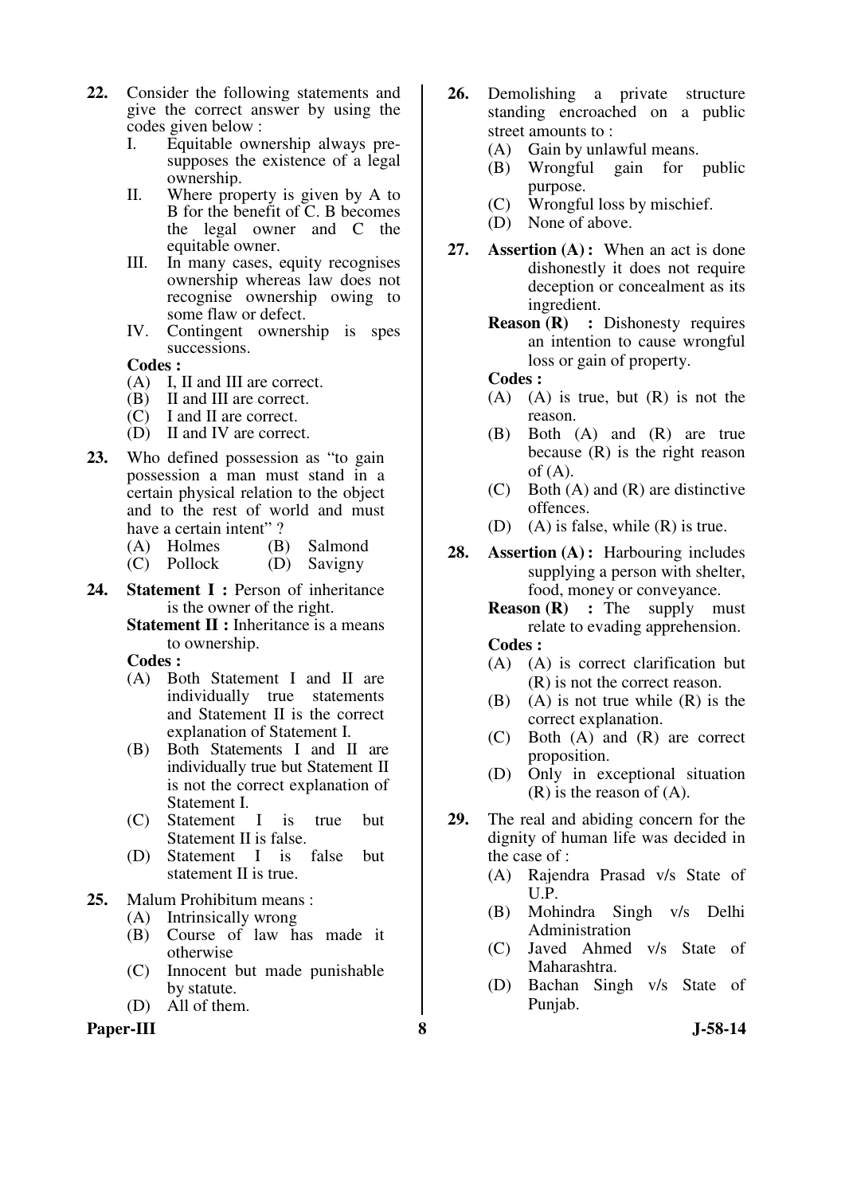22. Consider the following statements and give the correct answer by using the codes given below :
    I. Equitable ownership always pre-supposes the existence of a legal ownership.
    II. Where property is given by A to B for the benefit of C. B becomes the legal owner and C the equitable owner.
    III. In many cases, equity recognises ownership whereas law does not recognise ownership owing to some flaw or defect.
    IV. Contingent ownership is spes successions.

    **Codes :**
    (A) I, II and III are correct.
    (B) II and III are correct.
    (C) I and II are correct.
    (D) II and IV are correct.

23. Who defined possession as "to gain possession a man must stand in a certain physical relation to the object and to the rest of world and must have a certain intent" ?
    (A) Holmes (B) Salmond
    (C) Pollock (D) Savigny

24. **Statement I :** Person of inheritance is the owner of the right.
    **Statement II :** Inheritance is a means to ownership.

    **Codes :**
    (A) Both Statement I and II are individually true statements and Statement II is the correct explanation of Statement I.
    (B) Both Statements I and II are individually true but Statement II is not the correct explanation of Statement I.
    (C) Statement I is true but Statement II is false.
    (D) Statement I is false but statement II is true.

25. Malum Prohibitum means :
    (A) Intrinsically wrong
    (B) Course of law has made it otherwise
    (C) Innocent but made punishable by statute.
    (D) All of them.

26. Demolishing a private structure standing encroached on a public street amounts to :
    (A) Gain by unlawful means.
    (B) Wrongful gain for public purpose.
    (C) Wrongful loss by mischief.
    (D) None of above.

27. **Assertion (A) :** When an act is done dishonestly it does not require deception or concealment as its ingredient.
    **Reason (R) :** Dishonesty requires an intention to cause wrongful loss or gain of property.

    **Codes :**
    (A) (A) is true, but (R) is not the reason.
    (B) Both (A) and (R) are true because (R) is the right reason of (A).
    (C) Both (A) and (R) are distinctive offences.
    (D) (A) is false, while (R) is true.

28. **Assertion (A) :** Harbouring includes supplying a person with shelter, food, money or conveyance.
    **Reason (R) :** The supply must relate to evading apprehension.

    **Codes :**
    (A) (A) is correct clarification but (R) is not the correct reason.
    (B) (A) is not true while (R) is the correct explanation.
    (C) Both (A) and (R) are correct proposition.
    (D) Only in exceptional situation (R) is the reason of (A).

29. The real and abiding concern for the dignity of human life was decided in the case of :
    (A) Rajendra Prasad v/s State of U.P.
    (B) Mohindra Singh v/s Delhi Administration
    (C) Javed Ahmed v/s State of Maharashtra.
    (D) Bachan Singh v/s State of Punjab.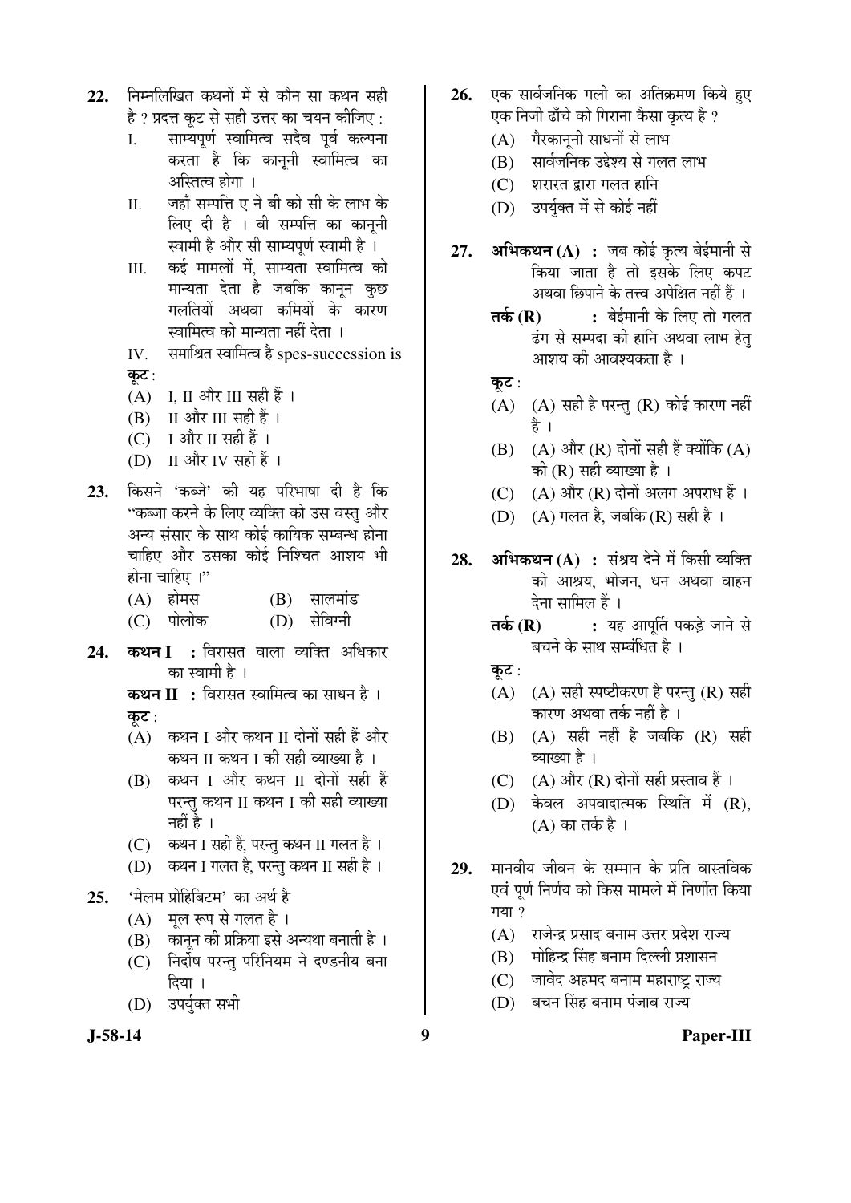**22.** निम्नलिखित कथनों में से कौन सा कथन सही है ? प्रदत्त कूट से सही उत्तर का चयन कीजिए :

I. साम्यपूर्ण स्वामित्व सदैव पूर्व कल्पना करता है कि कानूनी स्वामित्व का अस्तित्व होगा ।

II. जहाँ सम्पत्ति ए ने बी को सी के लाभ के लिए दी है । बी सम्पत्ति का कानूनी स्वामी है और सी साम्यपूर्ण स्वामी है ।

III. कई मामलों में, साम्यता स्वामित्व को मान्यता देता है जबकि कानून कुछ गलतियों अथवा कमियों के कारण स्वामित्व को मान्यता नहीं देता ।

IV. समाश्रित स्वामित्व है spes-succession is

**कूट :**

(A) I, II और III सही हैं ।

(B) II और III सही हैं ।

(C) I और II सही हैं ।

(D) II और IV सही हैं ।

**23.** किसने 'कब्जे' की यह परिभाषा दी है कि "कब्जा करने के लिए व्यक्ति को उस वस्तु और अन्य संसार के साथ कोई कायिक सम्बन्ध होना चाहिए और उसका कोई निश्चित आशय भी होना चाहिए ।"

(A) होमस (B) सालमांड

(C) पोलोक (D) सेविग्नी

**24.** **कथन I :** विरासत वाला व्यक्ति अधिकार का स्वामी है ।

**कथन II :** विरासत स्वामित्व का साधन है ।

**कूट :**

(A) कथन I और कथन II दोनों सही हैं और कथन II कथन I की सही व्याख्या है ।

(B) कथन I और कथन II दोनों सही हैं परन्तु कथन II कथन I की सही व्याख्या नहीं है ।

(C) कथन I सही हैं, परन्तु कथन II गलत है ।

(D) कथन I गलत है, परन्तु कथन II सही है ।

**25.** 'मेलम प्रोहिबिटम' का अर्थ है

(A) मूल रूप से गलत है ।

(B) कानून की प्रक्रिया इसे अन्यथा बनाती है ।

(C) निर्दोष परन्तु परिनियम ने दण्डनीय बना दिया ।

(D) उपर्युक्त सभी

**26.** एक सार्वजनिक गली का अतिक्रमण किये हुए एक निजी ढाँचे को गिराना कैसा कृत्य है ?

(A) गैरकानूनी साधनों से लाभ

(B) सार्वजनिक उद्देश्य से गलत लाभ

(C) शरारत द्वारा गलत हानि

(D) उपर्युक्त में से कोई नहीं

**27.** **अभिकथन (A) :** जब कोई कृत्य बेईमानी से किया जाता है तो इसके लिए कपट अथवा छिपाने के तत्त्व अपेक्षित नहीं हैं ।

**तर्क (R) :** बेईमानी के लिए तो गलत ढंग से सम्पदा की हानि अथवा लाभ हेतु आशय की आवश्यकता है ।

**कूट :**

(A) (A) सही है परन्तु (R) कोई कारण नहीं है ।

(B) (A) और (R) दोनों सही हैं क्योंकि (A) की (R) सही व्याख्या है ।

(C) (A) और (R) दोनों अलग अपराध हैं ।

(D) (A) गलत है, जबकि (R) सही है ।

**28.** **अभिकथन (A) :** संश्रय देने में किसी व्यक्ति को आश्रय, भोजन, धन अथवा वाहन देना शामिल हैं ।

**तर्क (R) :** यह आपूर्ति पकड़े जाने से बचने के साथ सम्बंधित है ।

**कूट :**

(A) (A) सही स्पष्टीकरण है परन्तु (R) सही कारण अथवा तर्क नहीं है ।

(B) (A) सही नहीं है जबकि (R) सही व्याख्या है ।

(C) (A) और (R) दोनों सही प्रस्ताव हैं ।

(D) केवल अपवादात्मक स्थिति में (R), (A) का तर्क है ।

**29.** मानवीय जीवन के सम्मान के प्रति वास्तविक एवं पूर्ण निर्णय को किस मामले में निर्णीत किया गया ?

(A) राजेन्द्र प्रसाद बनाम उत्तर प्रदेश राज्य

(B) मोहिन्द्र सिंह बनाम दिल्ली प्रशासन

(C) जावेद अहमद बनाम महाराष्ट्र राज्य

(D) बचन सिंह बनाम पंजाब राज्य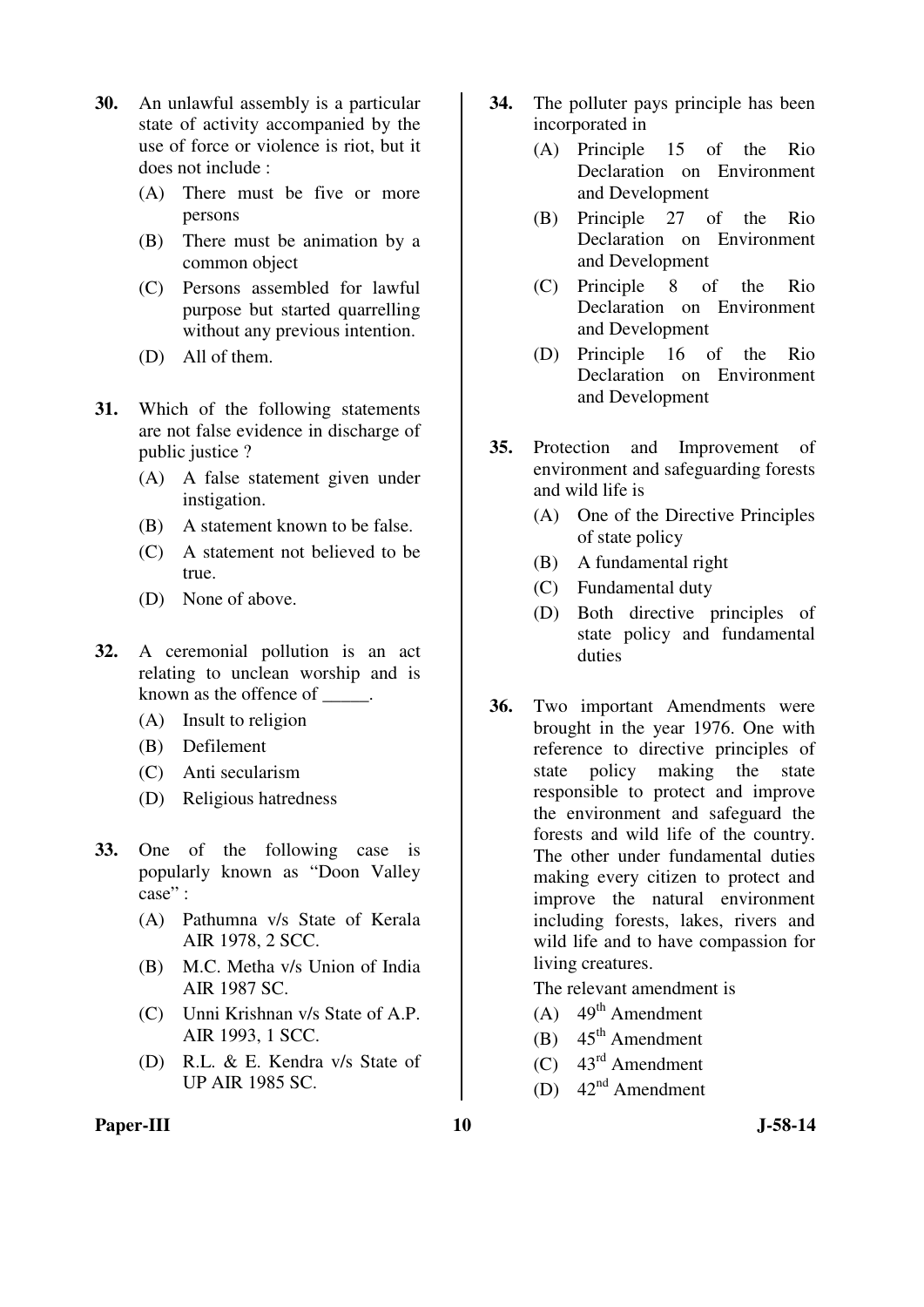30. An unlawful assembly is a particular state of activity accompanied by the use of force or violence is riot, but it does not include :

    (A) There must be five or more persons
    (B) There must be animation by a common object
    (C) Persons assembled for lawful purpose but started quarrelling without any previous intention.
    (D) All of them.

31. Which of the following statements are not false evidence in discharge of public justice ?

    (A) A false statement given under instigation.
    (B) A statement known to be false.
    (C) A statement not believed to be true.
    (D) None of above.

32. A ceremonial pollution is an act relating to unclean worship and is known as the offence of _____.

    (A) Insult to religion
    (B) Defilement
    (C) Anti secularism
    (D) Religious hatredness

33. One of the following case is popularly known as "Doon Valley case" :

    (A) Pathumna v/s State of Kerala AIR 1978, 2 SCC.
    (B) M.C. Metha v/s Union of India AIR 1987 SC.
    (C) Unni Krishnan v/s State of A.P. AIR 1993, 1 SCC.
    (D) R.L. & E. Kendra v/s State of UP AIR 1985 SC.

34. The polluter pays principle has been incorporated in

    (A) Principle 15 of the Rio Declaration on Environment and Development
    (B) Principle 27 of the Rio Declaration on Environment and Development
    (C) Principle 8 of the Rio Declaration on Environment and Development
    (D) Principle 16 of the Rio Declaration on Environment and Development

35. Protection and Improvement of environment and safeguarding forests and wild life is

    (A) One of the Directive Principles of state policy
    (B) A fundamental right
    (C) Fundamental duty
    (D) Both directive principles of state policy and fundamental duties

36. Two important Amendments were brought in the year 1976. One with reference to directive principles of state policy making the state responsible to protect and improve the environment and safeguard the forests and wild life of the country. The other under fundamental duties making every citizen to protect and improve the natural environment including forests, lakes, rivers and wild life and to have compassion for living creatures.

    The relevant amendment is

    (A) 49th Amendment
    (B) 45th Amendment
    (C) 43rd Amendment
    (D) 42nd Amendment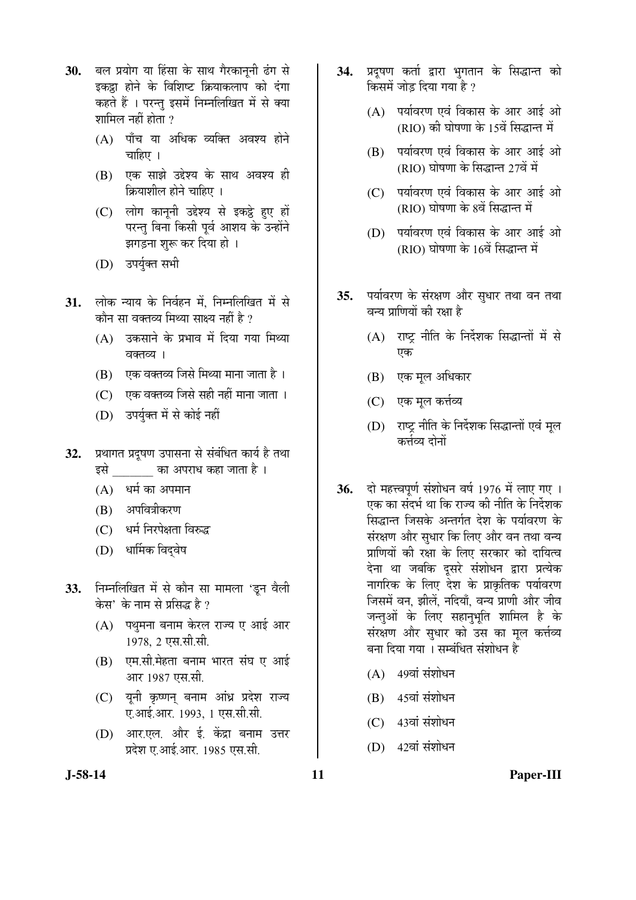30. बल प्रयोग या हिंसा के साथ गैरकानूनी ढंग से इकट्ठा होने के विशिष्ट क्रियाकलाप को दंगा कहते हैं । परन्तु इसमें निम्नलिखित में से क्या शामिल नहीं होता ?

   (A) पाँच या अधिक व्यक्ति अवश्य होने चाहिए ।

   (B) एक साझे उद्देश्य के साथ अवश्य ही क्रियाशील होने चाहिए ।

   (C) लोग कानूनी उद्देश्य से इकट्ठे हुए हों परन्तु बिना किसी पूर्व आशय के उन्होंने झगड़ना शुरू कर दिया हो ।

   (D) उपर्युक्त सभी

31. लोक न्याय के निर्वहन में, निम्नलिखित में से कौन सा वक्तव्य मिथ्या साक्ष्य नहीं है ?

   (A) उकसाने के प्रभाव में दिया गया मिथ्या वक्तव्य ।

   (B) एक वक्तव्य जिसे मिथ्या माना जाता है ।

   (C) एक वक्तव्य जिसे सही नहीं माना जाता ।

   (D) उपर्युक्त में से कोई नहीं

32. प्रथागत प्रदूषण उपासना से संबंधित कार्य है तथा इसे _______ का अपराध कहा जाता है ।

   (A) धर्म का अपमान

   (B) अपवित्रीकरण

   (C) धर्म निरपेक्षता विरुद्ध

   (D) धार्मिक विद्वेष

33. निम्नलिखित में से कौन सा मामला 'डून वैली केस' के नाम से प्रसिद्ध है ?

   (A) पथुमना बनाम केरल राज्य ए आई आर 1978, 2 एस.सी.सी.

   (B) एम.सी.मेहता बनाम भारत संघ ए आई आर 1987 एस.सी.

   (C) यूनी कृष्णन् बनाम आंध्र प्रदेश राज्य ए.आई.आर. 1993, 1 एस.सी.सी.

   (D) आर.एल. और ई. केंद्रा बनाम उत्तर प्रदेश ए.आई.आर. 1985 एस.सी.

34. प्रदूषण कर्ता द्वारा भुगतान के सिद्धान्त को किसमें जोड़ दिया गया है ?

   (A) पर्यावरण एवं विकास के आर आई ओ (RIO) की घोषणा के 15वें सिद्धान्त में

   (B) पर्यावरण एवं विकास के आर आई ओ (RIO) घोषणा के सिद्धान्त 27वें में

   (C) पर्यावरण एवं विकास के आर आई ओ (RIO) घोषणा के 8वें सिद्धान्त में

   (D) पर्यावरण एवं विकास के आर आई ओ (RIO) घोषणा के 16वें सिद्धान्त में

35. पर्यावरण के संरक्षण और सुधार तथा वन तथा वन्य प्राणियों की रक्षा है

   (A) राष्ट्र नीति के निर्देशक सिद्धान्तों में से एक

   (B) एक मूल अधिकार

   (C) एक मूल कर्त्तव्य

   (D) राष्ट्र नीति के निर्देशक सिद्धान्तों एवं मूल कर्त्तव्य दोनों

36. दो महत्त्वपूर्ण संशोधन वर्ष 1976 में लाए गए । एक का संदर्भ था कि राज्य की नीति के निर्देशक सिद्धान्त जिसके अन्तर्गत देश के पर्यावरण के संरक्षण और सुधार कि लिए और वन तथा वन्य प्राणियों की रक्षा के लिए सरकार को दायित्व देना था जबकि दूसरे संशोधन द्वारा प्रत्येक नागरिक के लिए देश के प्राकृतिक पर्यावरण जिसमें वन, झीलें, नदियाँ, वन्य प्राणी और जीव जन्तुओं के लिए सहानुभूति शामिल है के संरक्षण और सुधार को उस का मूल कर्त्तव्य बना दिया गया । सम्बंधित संशोधन है

   (A) 49वां संशोधन

   (B) 45वां संशोधन

   (C) 43वां संशोधन

   (D) 42वां संशोधन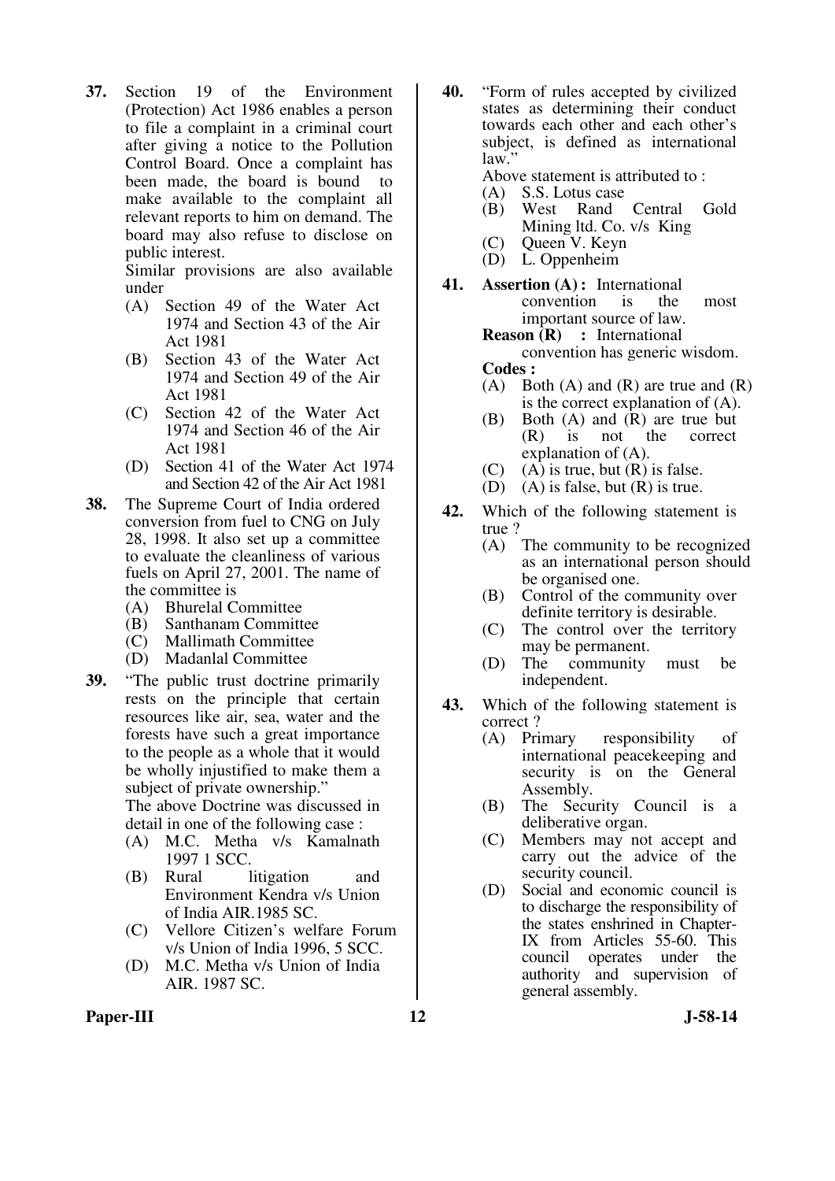**37.** Section 19 of the Environment (Protection) Act 1986 enables a person to file a complaint in a criminal court after giving a notice to the Pollution Control Board. Once a complaint has been made, the board is bound to make available to the complaint all relevant reports to him on demand. The board may also refuse to disclose on public interest.

Similar provisions are also available under

(A) Section 49 of the Water Act 1974 and Section 43 of the Air Act 1981

(B) Section 43 of the Water Act 1974 and Section 49 of the Air Act 1981

(C) Section 42 of the Water Act 1974 and Section 46 of the Air Act 1981

(D) Section 41 of the Water Act 1974 and Section 42 of the Air Act 1981

**38.** The Supreme Court of India ordered conversion from fuel to CNG on July 28, 1998. It also set up a committee to evaluate the cleanliness of various fuels on April 27, 2001. The name of the committee is

(A) Bhurelal Committee

(B) Santhanam Committee

(C) Mallimath Committee

(D) Madanlal Committee

**39.** "The public trust doctrine primarily rests on the principle that certain resources like air, sea, water and the forests have such a great importance to the people as a whole that it would be wholly injustified to make them a subject of private ownership."

The above Doctrine was discussed in detail in one of the following case :

(A) M.C. Metha v/s Kamalnath 1997 1 SCC.

(B) Rural litigation and Environment Kendra v/s Union of India AIR.1985 SC.

(C) Vellore Citizen's welfare Forum v/s Union of India 1996, 5 SCC.

(D) M.C. Metha v/s Union of India AIR. 1987 SC.

**40.** "Form of rules accepted by civilized states as determining their conduct towards each other and each other's subject, is defined as international law."

Above statement is attributed to :

(A) S.S. Lotus case

(B) West Rand Central Gold Mining ltd. Co. v/s King

(C) Queen V. Keyn

(D) L. Oppenheim

**41.** **Assertion (A) :** International convention is the most important source of law.

**Reason (R) :** International convention has generic wisdom.

**Codes :**

(A) Both (A) and (R) are true and (R) is the correct explanation of (A).

(B) Both (A) and (R) are true but (R) is not the correct explanation of (A).

(C) (A) is true, but (R) is false.

(D) (A) is false, but (R) is true.

**42.** Which of the following statement is true ?

(A) The community to be recognized as an international person should be organised one.

(B) Control of the community over definite territory is desirable.

(C) The control over the territory may be permanent.

(D) The community must be independent.

**43.** Which of the following statement is correct ?

(A) Primary responsibility of international peacekeeping and security is on the General Assembly.

(B) The Security Council is a deliberative organ.

(C) Members may not accept and carry out the advice of the security council.

(D) Social and economic council is to discharge the responsibility of the states enshrined in Chapter-IX from Articles 55-60. This council operates under the authority and supervision of general assembly.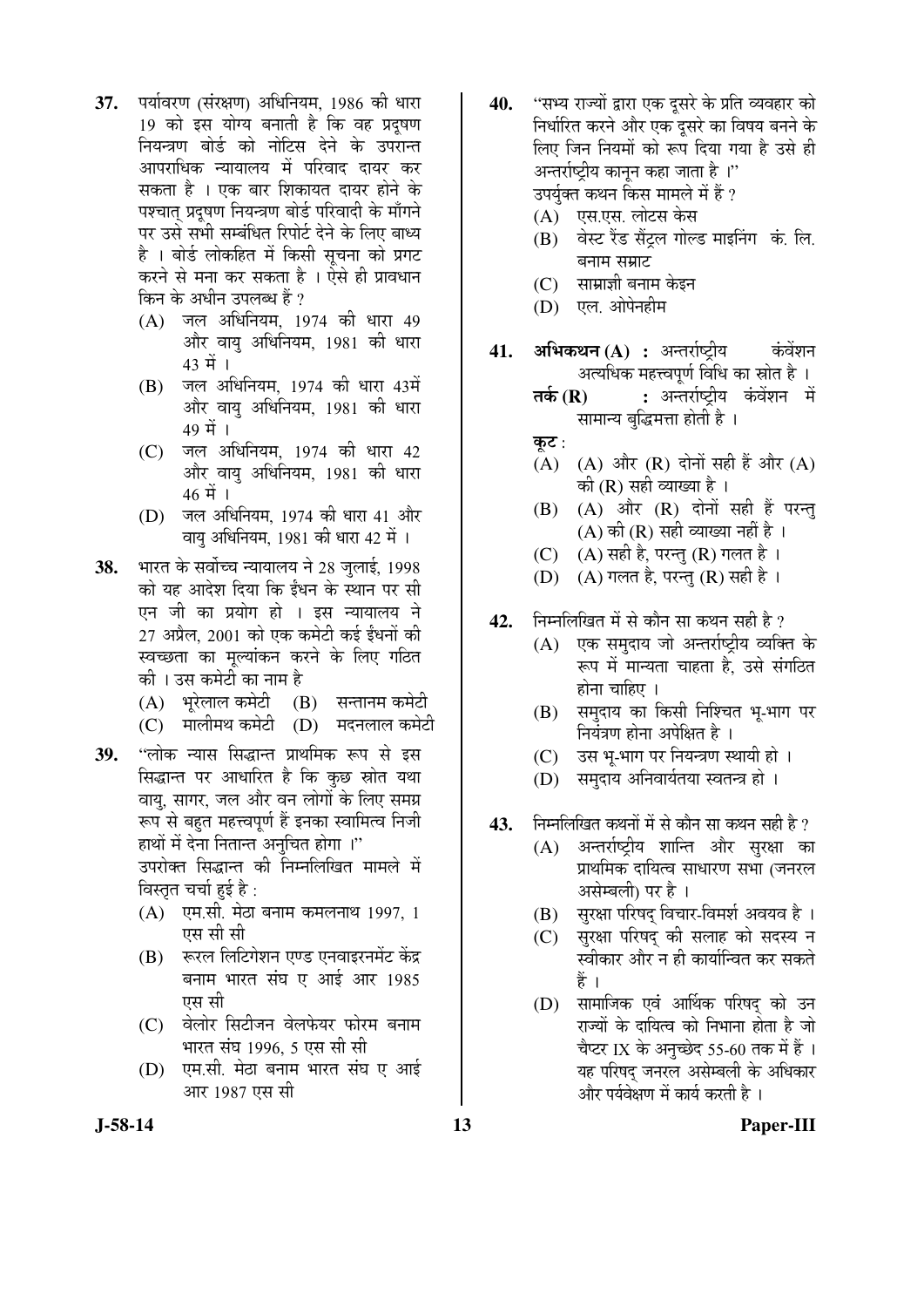37. पर्यावरण (संरक्षण) अधिनियम, 1986 की धारा 19 को इस योग्य बनाती है कि वह प्रदूषण नियन्त्रण बोर्ड को नोटिस देने के उपरान्त आपराधिक न्यायालय में परिवाद दायर कर सकता है । एक बार शिकायत दायर होने के पश्चात् प्रदूषण नियन्त्रण बोर्ड परिवादी के माँगने पर उसे सभी सम्बंधित रिपोर्ट देने के लिए बाध्य है । बोर्ड लोकहित में किसी सूचना को प्रगट करने से मना कर सकता है । ऐसे ही प्रावधान किन के अधीन उपलब्ध हैं ?
   (A) जल अधिनियम, 1974 की धारा 49 और वायु अधिनियम, 1981 की धारा 43 में ।
   (B) जल अधिनियम, 1974 की धारा 43में और वायु अधिनियम, 1981 की धारा 49 में ।
   (C) जल अधिनियम, 1974 की धारा 42 और वायु अधिनियम, 1981 की धारा 46 में ।
   (D) जल अधिनियम, 1974 की धारा 41 और वायु अधिनियम, 1981 की धारा 42 में ।

38. भारत के सर्वोच्च न्यायालय ने 28 जुलाई, 1998 को यह आदेश दिया कि ईंधन के स्थान पर सी एन जी का प्रयोग हो । इस न्यायालय ने 27 अप्रैल, 2001 को एक कमेटी कई ईंधनों की स्वच्छता का मूल्यांकन करने के लिए गठित की । उस कमेटी का नाम है
   (A) भूरेलाल कमेटी
   (B) सन्तानम कमेटी
   (C) मालीमथ कमेटी
   (D) मदनलाल कमेटी

39. ''लोक न्यास सिद्धान्त प्राथमिक रूप से इस सिद्धान्त पर आधारित है कि कुछ स्रोत यथा वायु, सागर, जल और वन लोगों के लिए समग्र रूप से बहुत महत्त्वपूर्ण हैं इनका स्वामित्व निजी हाथों में देना नितान्त अनुचित होगा ।''
   उपरोक्त सिद्धान्त की निम्नलिखित मामले में विस्तृत चर्चा हुई है :
   (A) एम.सी. मेठा बनाम कमलनाथ 1997, 1 एस सी सी
   (B) रूरल लिटिगेशन एण्ड एनवाइरनमेंट केंद्र बनाम भारत संघ ए आई आर 1985 एस सी
   (C) वेलोर सिटीजन वेलफेयर फोरम बनाम भारत संघ 1996, 5 एस सी सी
   (D) एम.सी. मेठा बनाम भारत संघ ए आई आर 1987 एस सी

40. ''सभ्य राज्यों द्वारा एक दूसरे के प्रति व्यवहार को निर्धारित करने और एक दूसरे का विषय बनने के लिए जिन नियमों को रूप दिया गया है उसे ही अन्तर्राष्ट्रीय कानून कहा जाता है ।''
   उपर्युक्त कथन किस मामले में हैं ?
   (A) एस.एस. लोटस केस
   (B) वेस्ट रैंड सैंट्रल गोल्ड माइनिंग कं. लि. बनाम सम्राट
   (C) साम्राज्ञी बनाम केइन
   (D) एल. ओपेनहीम

41. **अभिकथन (A) :** अन्तर्राष्ट्रीय कंवेंशन अत्यधिक महत्त्वपूर्ण विधि का स्रोत है ।
   **तर्क (R) :** अन्तर्राष्ट्रीय कंवेंशन में सामान्य बुद्धिमत्ता होती है ।
   **कूट :**
   (A) (A) और (R) दोनों सही हैं और (A) की (R) सही व्याख्या है ।
   (B) (A) और (R) दोनों सही हैं परन्तु (A) की (R) सही व्याख्या नहीं है ।
   (C) (A) सही है, परन्तु (R) गलत है ।
   (D) (A) गलत है, परन्तु (R) सही है ।

42. निम्नलिखित में से कौन सा कथन सही है ?
   (A) एक समुदाय जो अन्तर्राष्ट्रीय व्यक्ति के रूप में मान्यता चाहता है, उसे संगठित होना चाहिए ।
   (B) समुदाय का किसी निश्चित भू-भाग पर नियंत्रण होना अपेक्षित है ।
   (C) उस भू-भाग पर नियन्त्रण स्थायी हो ।
   (D) समुदाय अनिवार्यतया स्वतन्त्र हो ।

43. निम्नलिखित कथनों में से कौन सा कथन सही है ?
   (A) अन्तर्राष्ट्रीय शान्ति और सुरक्षा का प्राथमिक दायित्व साधारण सभा (जनरल असेम्बली) पर है ।
   (B) सुरक्षा परिषद् विचार-विमर्श अवयव है ।
   (C) सुरक्षा परिषद् की सलाह को सदस्य न स्वीकार और न ही कार्यान्वित कर सकते हैं ।
   (D) सामाजिक एवं आर्थिक परिषद् को उन राज्यों के दायित्व को निभाना होता है जो चैप्टर IX के अनुच्छेद 55-60 तक में हैं । यह परिषद् जनरल असेम्बली के अधिकार और पर्यवेक्षण में कार्य करती है ।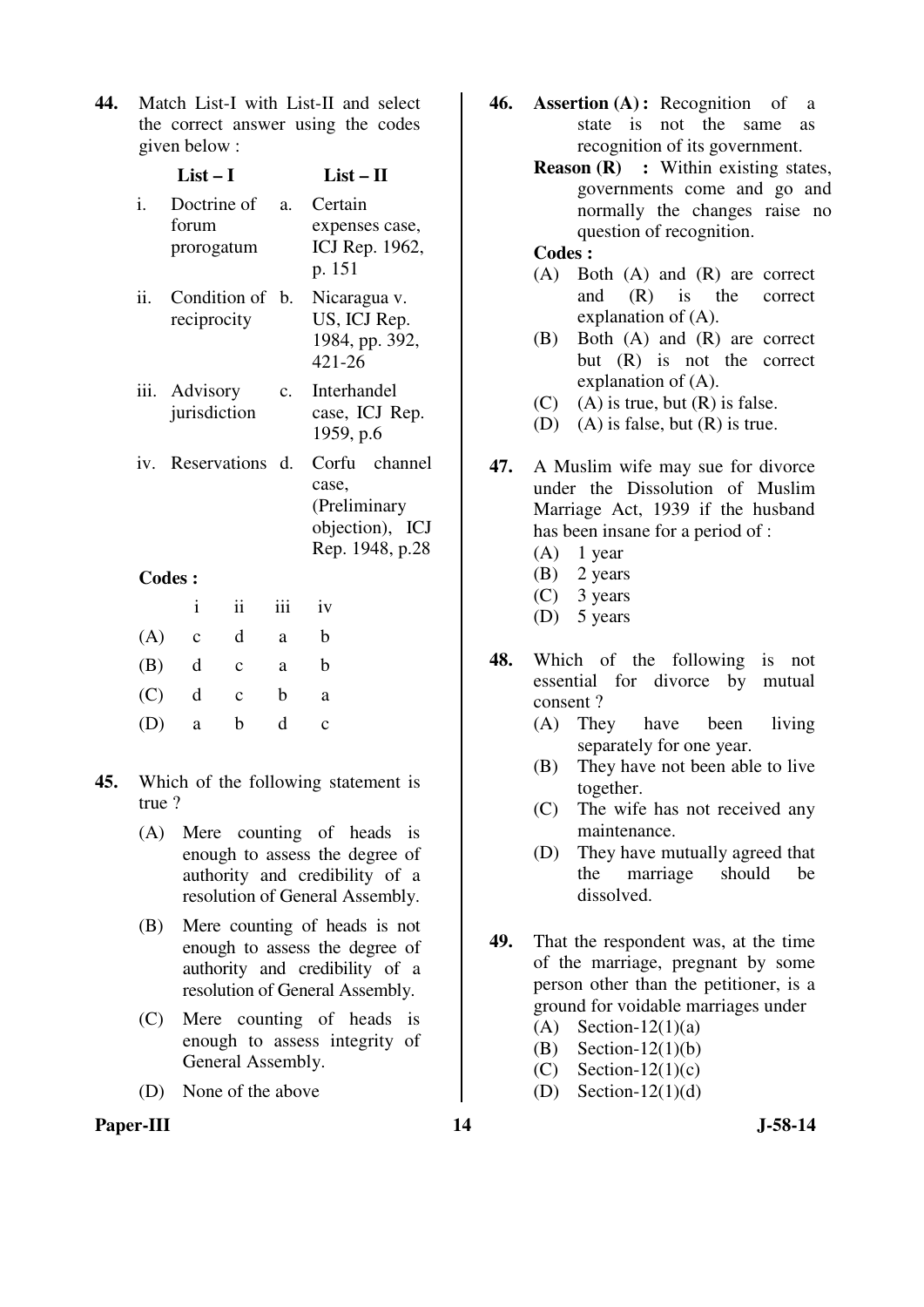44. Match List-I with List-II and select the correct answer using the codes given below :

| | List – I | | List – II |
|---|---|---|---|
| i. | Doctrine of forum prorogatum | a. | Certain expenses case, ICJ Rep. 1962, p. 151 |
| ii. | Condition of reciprocity | b. | Nicaragua v. US, ICJ Rep. 1984, pp. 392, 421-26 |
| iii. | Advisory jurisdiction | c. | Interhandel case, ICJ Rep. 1959, p.6 |
| iv. | Reservations | d. | Corfu channel case, (Preliminary objection), ICJ Rep. 1948, p.28 |

**Codes :**

| | i | ii | iii | iv |
|---|---|---|---|---|
| (A) | c | d | a | b |
| (B) | d | c | a | b |
| (C) | d | c | b | a |
| (D) | a | b | d | c |

45. Which of the following statement is true ?

(A) Mere counting of heads is enough to assess the degree of authority and credibility of a resolution of General Assembly.

(B) Mere counting of heads is not enough to assess the degree of authority and credibility of a resolution of General Assembly.

(C) Mere counting of heads is enough to assess integrity of General Assembly.

(D) None of the above

46. **Assertion (A) :** Recognition of a state is not the same as recognition of its government.

**Reason (R) :** Within existing states, governments come and go and normally the changes raise no question of recognition.

**Codes :**

(A) Both (A) and (R) are correct and (R) is the correct explanation of (A).

(B) Both (A) and (R) are correct but (R) is not the correct explanation of (A).

(C) (A) is true, but (R) is false.

(D) (A) is false, but (R) is true.

47. A Muslim wife may sue for divorce under the Dissolution of Muslim Marriage Act, 1939 if the husband has been insane for a period of :

(A) 1 year

(B) 2 years

(C) 3 years

(D) 5 years

48. Which of the following is not essential for divorce by mutual consent ?

(A) They have been living separately for one year.

(B) They have not been able to live together.

(C) The wife has not received any maintenance.

(D) They have mutually agreed that the marriage should be dissolved.

49. That the respondent was, at the time of the marriage, pregnant by some person other than the petitioner, is a ground for voidable marriages under

(A) Section-12(1)(a)

(B) Section-12(1)(b)

(C) Section-12(1)(c)

(D) Section-12(1)(d)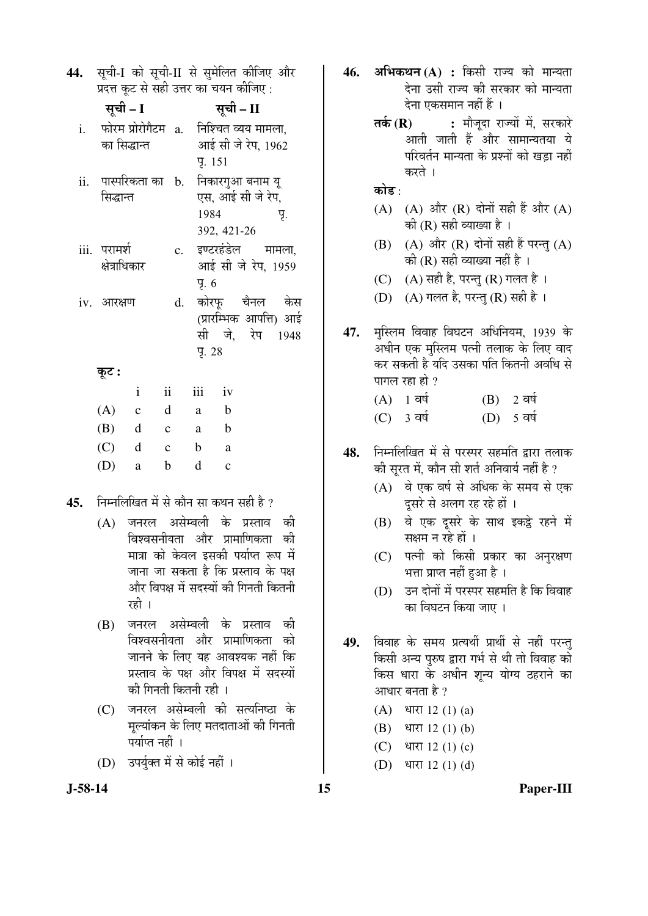44. सूची-I को सूची-II से सुमेलित कीजिए और प्रदत्त कूट से सही उत्तर का चयन कीजिए :

| सूची – I | | सूची – II |
|---|---|---|
| i. फोरम प्रोरोगैटम का सिद्धान्त | a. | निश्चित व्यय मामला, आई सी जे रेप, 1962 पृ. 151 |
| ii. पास्परिकता का सिद्धान्त | b. | निकारगुआ बनाम यू एस, आई सी जे रेप, 1984 पृ. 392, 421-26 |
| iii. परामर्श क्षेत्राधिकार | c. | इण्टरहंडेल मामला, आई सी जे रेप, 1959 पृ. 6 |
| iv. आरक्षण | d. | कोरफू चैनल केस (प्रारम्भिक आपत्ति) आई सी जे, रेप 1948 पृ. 28 |

**कूट :**

| | i | ii | iii | iv |
|---|---|---|---|---|
| (A) | c | d | a | b |
| (B) | d | c | a | b |
| (C) | d | c | b | a |
| (D) | a | b | d | c |

45. निम्नलिखित में से कौन सा कथन सही है ?

(A) जनरल असेम्बली के प्रस्ताव की विश्वसनीयता और प्रामाणिकता की मात्रा को केवल इसकी पर्याप्त रूप में जाना जा सकता है कि प्रस्ताव के पक्ष और विपक्ष में सदस्यों की गिनती कितनी रही ।

(B) जनरल असेम्बली के प्रस्ताव की विश्वसनीयता और प्रामाणिकता को जानने के लिए यह आवश्यक नहीं कि प्रस्ताव के पक्ष और विपक्ष में सदस्यों की गिनती कितनी रही ।

(C) जनरल असेम्बली की सत्यनिष्ठा के मूल्यांकन के लिए मतदाताओं की गिनती पर्याप्त नहीं ।

(D) उपर्युक्त में से कोई नहीं ।

46. **अभिकथन (A) :** किसी राज्य को मान्यता देना उसी राज्य की सरकार को मान्यता देना एकसमान नहीं हैं ।

**तर्क (R) :** मौजूदा राज्यों में, सरकारे आती जाती हैं और सामान्यतया ये परिवर्तन मान्यता के प्रश्नों को खड़ा नहीं करते ।

**कोड :**

(A) (A) और (R) दोनों सही हैं और (A) की (R) सही व्याख्या है ।

(B) (A) और (R) दोनों सही हैं परन्तु (A) की (R) सही व्याख्या नहीं है ।

(C) (A) सही है, परन्तु (R) गलत है ।

(D) (A) गलत है, परन्तु (R) सही है ।

47. मुस्लिम विवाह विघटन अधिनियम, 1939 के अधीन एक मुस्लिम पत्नी तलाक के लिए वाद कर सकती है यदि उसका पति कितनी अवधि से पागल रहा हो ?

(A) 1 वर्ष
(B) 2 वर्ष
(C) 3 वर्ष
(D) 5 वर्ष

48. निम्नलिखित में से परस्पर सहमति द्वारा तलाक की सूरत में, कौन सी शर्त अनिवार्य नहीं है ?

(A) वे एक वर्ष से अधिक के समय से एक दूसरे से अलग रह रहे हों ।

(B) वे एक दूसरे के साथ इकट्ठे रहने में सक्षम न रहे हों ।

(C) पत्नी को किसी प्रकार का अनुरक्षण भत्ता प्राप्त नहीं हुआ है ।

(D) उन दोनों में परस्पर सहमति है कि विवाह का विघटन किया जाए ।

49. विवाह के समय प्रत्यर्थी प्रार्थी से नहीं परन्तु किसी अन्य पुरुष द्वारा गर्भ से थी तो विवाह को किस धारा के अधीन शून्य योग्य ठहराने का आधार बनता है ?

(A) धारा 12 (1) (a)
(B) धारा 12 (1) (b)
(C) धारा 12 (1) (c)
(D) धारा 12 (1) (d)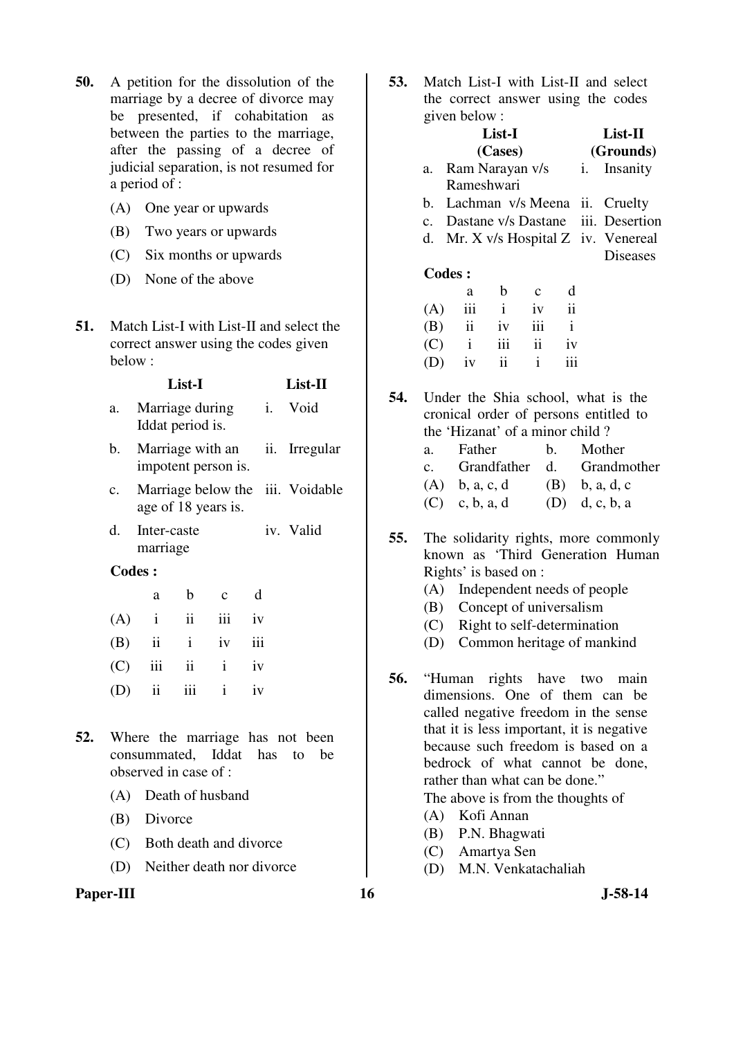**50.** A petition for the dissolution of the marriage by a decree of divorce may be presented, if cohabitation as between the parties to the marriage, after the passing of a decree of judicial separation, is not resumed for a period of :

(A) One year or upwards

(B) Two years or upwards

(C) Six months or upwards

(D) None of the above

**51.** Match List-I with List-II and select the correct answer using the codes given below :

| | List-I | | List-II |
|---|---|---|---|
| a. | Marriage during Iddat period is. | i. | Void |
| b. | Marriage with an impotent person is. | ii. | Irregular |
| c. | Marriage below the age of 18 years is. | iii. | Voidable |
| d. | Inter-caste marriage | iv. | Valid |

**Codes :**

| | a | b | c | d |
|---|---|---|---|---|
| (A) | i | ii | iii | iv |
| (B) | ii | i | iv | iii |
| (C) | iii | ii | i | iv |
| (D) | ii | iii | i | iv |

**52.** Where the marriage has not been consummated, Iddat has to be observed in case of :

(A) Death of husband

(B) Divorce

(C) Both death and divorce

(D) Neither death nor divorce

**53.** Match List-I with List-II and select the correct answer using the codes given below :

| | List-I (Cases) | | List-II (Grounds) |
|---|---|---|---|
| a. | Ram Narayan v/s Rameshwari | i. | Insanity |
| b. | Lachman v/s Meena | ii. | Cruelty |
| c. | Dastane v/s Dastane | iii. | Desertion |
| d. | Mr. X v/s Hospital Z | iv. | Venereal Diseases |

**Codes :**

| | a | b | c | d |
|---|---|---|---|---|
| (A) | iii | i | iv | ii |
| (B) | ii | iv | iii | i |
| (C) | i | iii | ii | iv |
| (D) | iv | ii | i | iii |

**54.** Under the Shia school, what is the cronical order of persons entitled to the 'Hizanat' of a minor child ?

a. Father    b. Mother

c. Grandfather    d. Grandmother

(A) b, a, c, d    (B) b, a, d, c

(C) c, b, a, d    (D) d, c, b, a

**55.** The solidarity rights, more commonly known as 'Third Generation Human Rights' is based on :

(A) Independent needs of people

(B) Concept of universalism

(C) Right to self-determination

(D) Common heritage of mankind

**56.** "Human rights have two main dimensions. One of them can be called negative freedom in the sense that it is less important, it is negative because such freedom is based on a bedrock of what cannot be done, rather than what can be done."

The above is from the thoughts of

(A) Kofi Annan

(B) P.N. Bhagwati

(C) Amartya Sen

(D) M.N. Venkatachaliah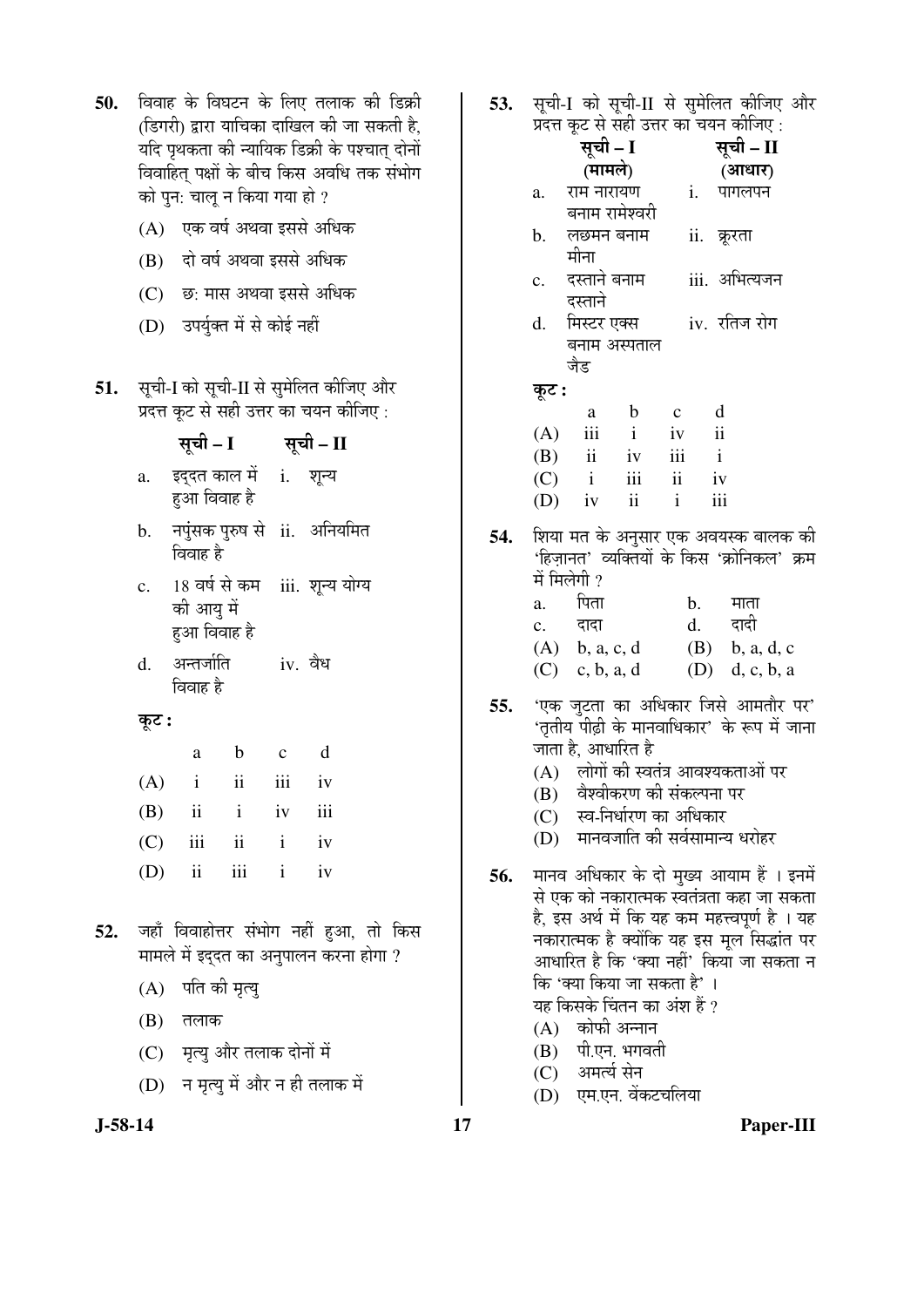50. विवाह के विघटन के लिए तलाक की डिक्री (डिगरी) द्वारा याचिका दाखिल की जा सकती है, यदि पृथकता की न्यायिक डिक्री के पश्चात् दोनों विवाहित् पक्षों के बीच किस अवधि तक संभोग को पुन: चालू न किया गया हो ?

(A) एक वर्ष अथवा इससे अधिक

(B) दो वर्ष अथवा इससे अधिक

(C) छ: मास अथवा इससे अधिक

(D) उपर्युक्त में से कोई नहीं

51. सूची-I को सूची-II से सुमेलित कीजिए और प्रदत्त कूट से सही उत्तर का चयन कीजिए :

| सूची – I | सूची – II |
|---|---|
| a. इद्दत काल में हुआ विवाह है | i. शून्य |
| b. नपुंसक पुरुष से विवाह है | ii. अनियमित |
| c. 18 वर्ष से कम की आयु में हुआ विवाह है | iii. शून्य योग्य |
| d. अन्तर्जाति विवाह है | iv. वैध |

कूट :

| | a | b | c | d |
|---|---|---|---|---|
| (A) | i | ii | iii | iv |
| (B) | ii | i | iv | iii |
| (C) | iii | ii | i | iv |
| (D) | ii | iii | i | iv |

52. जहाँ विवाहोत्तर संभोग नहीं हुआ, तो किस मामले में इद्दत का अनुपालन करना होगा ?

(A) पति की मृत्यु

(B) तलाक

(C) मृत्यु और तलाक दोनों में

(D) न मृत्यु में और न ही तलाक में

53. सूची-I को सूची-II से सुमेलित कीजिए और प्रदत्त कूट से सही उत्तर का चयन कीजिए :

| सूची – I (मामले) | सूची – II (आधार) |
|---|---|
| a. राम नारायण बनाम रामेश्वरी | i. पागलपन |
| b. लछमन बनाम मीना | ii. क्रूरता |
| c. दस्ताने बनाम दस्ताने | iii. अभित्यजन |
| d. मिस्टर एक्स बनाम अस्पताल जैड | iv. रतिज रोग |

कूट :

| | a | b | c | d |
|---|---|---|---|---|
| (A) | iii | i | iv | ii |
| (B) | ii | iv | iii | i |
| (C) | i | iii | ii | iv |
| (D) | iv | ii | i | iii |

54. शिया मत के अनुसार एक अवयस्क बालक की 'हिज़ानत' व्यक्तियों के किस 'क्रोनिकल' क्रम में मिलेगी ?

a. पिता
b. माता
c. दादा
d. दादी

(A) b, a, c, d
(B) b, a, d, c
(C) c, b, a, d
(D) d, c, b, a

55. 'एक जुटता का अधिकार जिसे आमतौर पर' 'तृतीय पीढ़ी के मानवाधिकार' के रूप में जाना जाता है, आधारित है

(A) लोगों की स्वतंत्र आवश्यकताओं पर

(B) वैश्वीकरण की संकल्पना पर

(C) स्व-निर्धारण का अधिकार

(D) मानवजाति की सर्वसामान्य धरोहर

56. मानव अधिकार के दो मुख्य आयाम हैं । इनमें से एक को नकारात्मक स्वतंत्रता कहा जा सकता है, इस अर्थ में कि यह कम महत्त्वपूर्ण है । यह नकारात्मक है क्योंकि यह इस मूल सिद्धांत पर आधारित है कि 'क्या नहीं' किया जा सकता न कि 'क्या किया जा सकता है' ।
यह किसके चिंतन का अंश हैं ?

(A) कोफी अन्नान

(B) पी.एन. भगवती

(C) अमर्त्य सेन

(D) एम.एन. वेंकटचलिया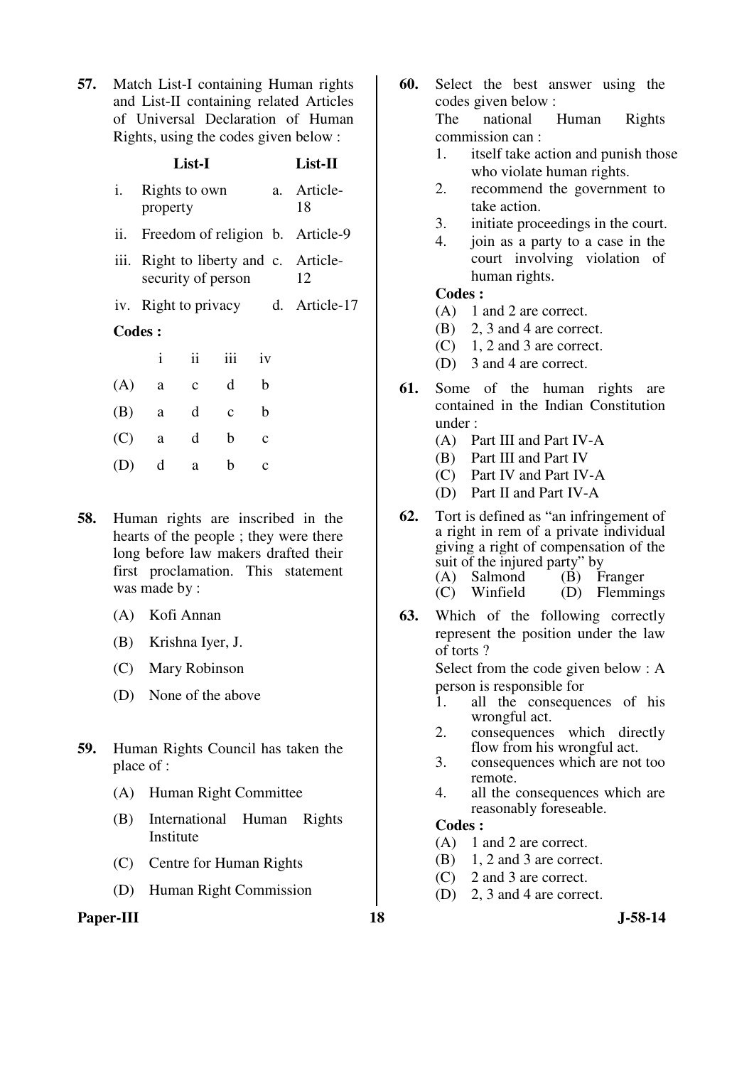**57.** Match List-I containing Human rights and List-II containing related Articles of Universal Declaration of Human Rights, using the codes given below :

| | List-I | | List-II |
|---|---|---|---|
| i. | Rights to own property | a. | Article-18 |
| ii. | Freedom of religion | b. | Article-9 |
| iii. | Right to liberty and security of person | c. | Article-12 |
| iv. | Right to privacy | d. | Article-17 |

**Codes :**

| | i | ii | iii | iv |
|---|---|---|---|---|
| (A) | a | c | d | b |
| (B) | a | d | c | b |
| (C) | a | d | b | c |
| (D) | d | a | b | c |

**58.** Human rights are inscribed in the hearts of the people ; they were there long before law makers drafted their first proclamation. This statement was made by :

(A) Kofi Annan

(B) Krishna Iyer, J.

(C) Mary Robinson

(D) None of the above

**59.** Human Rights Council has taken the place of :

(A) Human Right Committee

(B) International Human Rights Institute

(C) Centre for Human Rights

(D) Human Right Commission

**60.** Select the best answer using the codes given below :
The national Human Rights commission can :

1. itself take action and punish those who violate human rights.
2. recommend the government to take action.
3. initiate proceedings in the court.
4. join as a party to a case in the court involving violation of human rights.

**Codes :**

(A) 1 and 2 are correct.

(B) 2, 3 and 4 are correct.

(C) 1, 2 and 3 are correct.

(D) 3 and 4 are correct.

**61.** Some of the human rights are contained in the Indian Constitution under :

(A) Part III and Part IV-A

(B) Part III and Part IV

(C) Part IV and Part IV-A

(D) Part II and Part IV-A

**62.** Tort is defined as "an infringement of a right in rem of a private individual giving a right of compensation of the suit of the injured party" by

(A) Salmond (B) Franger

(C) Winfield (D) Flemmings

**63.** Which of the following correctly represent the position under the law of torts ?
Select from the code given below : A person is responsible for

1. all the consequences of his wrongful act.
2. consequences which directly flow from his wrongful act.
3. consequences which are not too remote.
4. all the consequences which are reasonably foreseable.

**Codes :**

(A) 1 and 2 are correct.

(B) 1, 2 and 3 are correct.

(C) 2 and 3 are correct.

(D) 2, 3 and 4 are correct.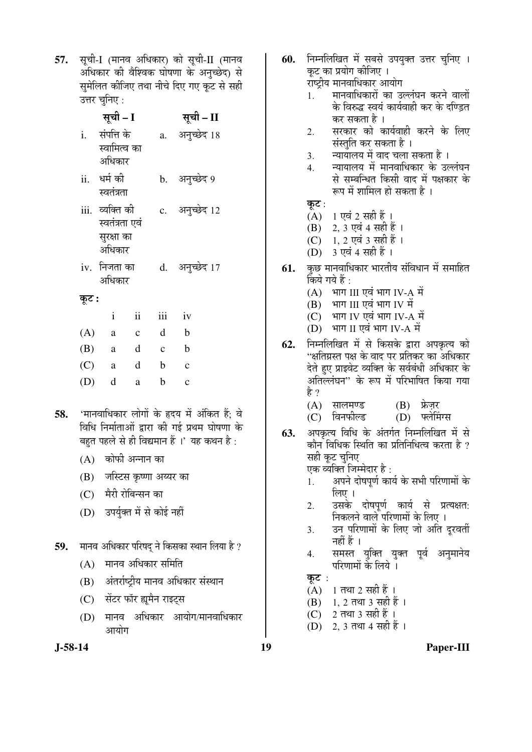57. सूची-I (मानव अधिकार) को सूची-II (मानव अधिकार की वैश्विक घोषणा के अनुच्छेद) से सुमेलित कीजिए तथा नीचे दिए गए कूट से सही उत्तर चुनिए :

| | सूची – I | | सूची – II |
|---|---|---|---|
| i. | संपत्ति के स्वामित्व का अधिकार | a. | अनुच्छेद 18 |
| ii. | धर्म की स्वतंत्रता | b. | अनुच्छेद 9 |
| iii. | व्यक्ति की स्वतंत्रता एवं सुरक्षा का अधिकार | c. | अनुच्छेद 12 |
| iv. | निजता का अधिकार | d. | अनुच्छेद 17 |

**कूट :**

| | i | ii | iii | iv |
|---|---|---|---|---|
| (A) | a | c | d | b |
| (B) | a | d | c | b |
| (C) | a | d | b | c |
| (D) | d | a | b | c |

58. 'मानवाधिकार लोगों के हृदय में अंकित हैं; वे विधि निर्माताओं द्वारा की गई प्रथम घोषणा के बहुत पहले से ही विद्यमान हैं ।' यह कथन है :

(A) कोफी अन्नान का

(B) जस्टिस कृष्णा अय्यर का

(C) मैरी रोबिन्सन का

(D) उपर्युक्त में से कोई नहीं

59. मानव अधिकार परिषद् ने किसका स्थान लिया है ?

(A) मानव अधिकार समिति

(B) अंतर्राष्ट्रीय मानव अधिकार संस्थान

(C) सेंटर फॉर ह्यूमैन राइट्स

(D) मानव अधिकार आयोग/मानवाधिकार आयोग

60. निम्नलिखित में सबसे उपयुक्त उत्तर चुनिए । कूट का प्रयोग कीजिए ।
राष्ट्रीय मानवाधिकार आयोग

1. मानवाधिकारों का उल्लंघन करने वालों के विरुद्ध स्वयं कार्यवाही कर के दण्डित कर सकता है ।
2. सरकार को कार्यवाही करने के लिए संस्तुति कर सकता है ।
3. न्यायालय में वाद चला सकता है ।
4. न्यायालय में मानवाधिकार के उल्लंघन से सम्बन्धित किसी वाद में पक्षकार के रूप में शामिल हो सकता है ।

**कूट :**

(A) 1 एवं 2 सही हैं ।

(B) 2, 3 एवं 4 सही हैं ।

(C) 1, 2 एवं 3 सही हैं ।

(D) 3 एवं 4 सही हैं ।

61. कुछ मानवाधिकार भारतीय संविधान में समाहित किये गये हैं :

(A) भाग III एवं भाग IV-A में

(B) भाग III एवं भाग IV में

(C) भाग IV एवं भाग IV-A में

(D) भाग II एवं भाग IV-A में

62. निम्नलिखित में से किसके द्वारा अपकृत्य को "क्षतिग्रस्त पक्ष के वाद पर प्रतिकर का अधिकार देते हुए प्राइवेट व्यक्ति के सर्वबंधी अधिकार के अतिल्लंघन" के रूप में परिभाषित किया गया है ?

(A) सालमण्ड (B) फ्रेज़र

(C) विनफील्ड (D) फ्लेमिंग्स

63. अपकृत्य विधि के अंतर्गत निम्नलिखित में से कौन विधिक स्थिति का प्रतिनिधित्व करता है ? सही कूट चुनिए
एक व्यक्ति जिम्मेदार है :

1. अपने दोषपूर्ण कार्य के सभी परिणामों के लिए ।
2. उसके दोषपूर्ण कार्य से प्रत्यक्षत: निकलने वाले परिणामों के लिए ।
3. उन परिणामों के लिए जो अति दूरवर्ती नहीं हैं ।
4. समस्त युक्ति युक्त पूर्व अनुमानेय परिणामों के लिये ।

**कूट :**

(A) 1 तथा 2 सही हैं ।

(B) 1, 2 तथा 3 सही हैं ।

(C) 2 तथा 3 सही हैं ।

(D) 2, 3 तथा 4 सही हैं ।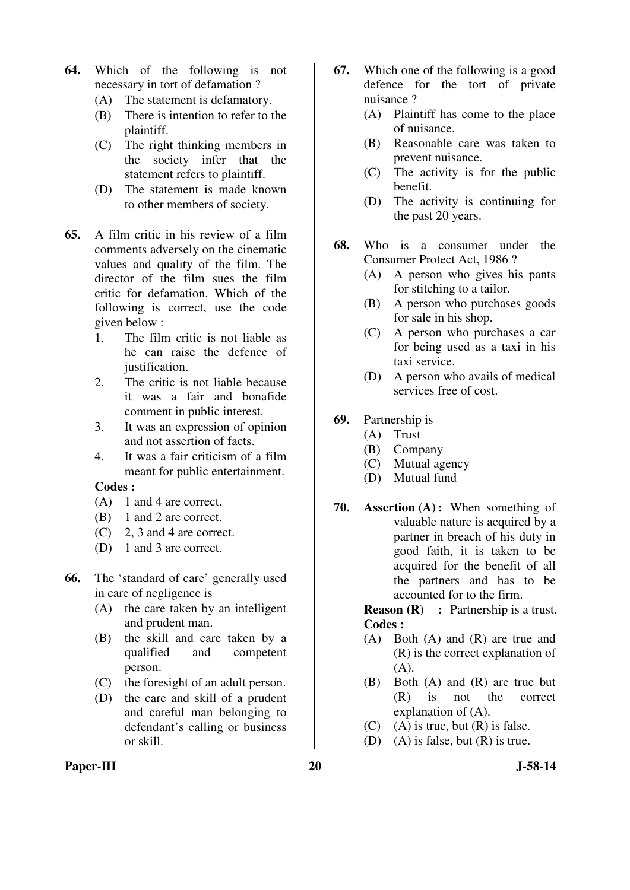**64.** Which of the following is not necessary in tort of defamation ?

(A) The statement is defamatory.

(B) There is intention to refer to the plaintiff.

(C) The right thinking members in the society infer that the statement refers to plaintiff.

(D) The statement is made known to other members of society.

**65.** A film critic in his review of a film comments adversely on the cinematic values and quality of the film. The director of the film sues the film critic for defamation. Which of the following is correct, use the code given below :

1. The film critic is not liable as he can raise the defence of justification.
2. The critic is not liable because it was a fair and bonafide comment in public interest.
3. It was an expression of opinion and not assertion of facts.
4. It was a fair criticism of a film meant for public entertainment.

**Codes :**

(A) 1 and 4 are correct.

(B) 1 and 2 are correct.

(C) 2, 3 and 4 are correct.

(D) 1 and 3 are correct.

**66.** The 'standard of care' generally used in care of negligence is

(A) the care taken by an intelligent and prudent man.

(B) the skill and care taken by a qualified and competent person.

(C) the foresight of an adult person.

(D) the care and skill of a prudent and careful man belonging to defendant's calling or business or skill.

**67.** Which one of the following is a good defence for the tort of private nuisance ?

(A) Plaintiff has come to the place of nuisance.

(B) Reasonable care was taken to prevent nuisance.

(C) The activity is for the public benefit.

(D) The activity is continuing for the past 20 years.

**68.** Who is a consumer under the Consumer Protect Act, 1986 ?

(A) A person who gives his pants for stitching to a tailor.

(B) A person who purchases goods for sale in his shop.

(C) A person who purchases a car for being used as a taxi in his taxi service.

(D) A person who avails of medical services free of cost.

**69.** Partnership is

(A) Trust

(B) Company

(C) Mutual agency

(D) Mutual fund

**70.** **Assertion (A) :** When something of valuable nature is acquired by a partner in breach of his duty in good faith, it is taken to be acquired for the benefit of all the partners and has to be accounted for to the firm.

**Reason (R) :** Partnership is a trust.

**Codes :**

(A) Both (A) and (R) are true and (R) is the correct explanation of (A).

(B) Both (A) and (R) are true but (R) is not the correct explanation of (A).

(C) (A) is true, but (R) is false.

(D) (A) is false, but (R) is true.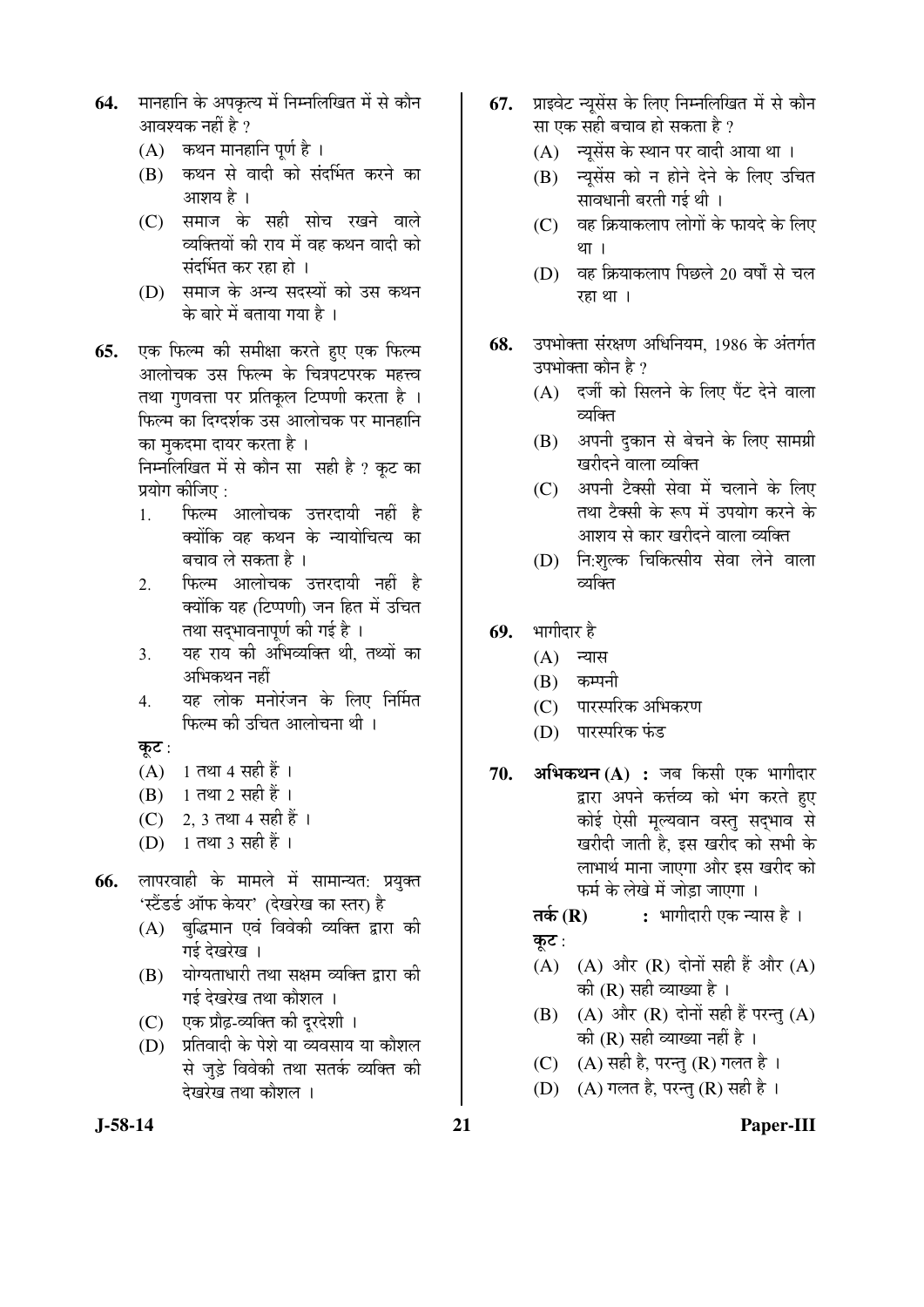**64.** मानहानि के अपकृत्य में निम्नलिखित में से कौन आवश्यक नहीं है ?

(A) कथन मानहानि पूर्ण है ।

(B) कथन से वादी को संदर्भित करने का आशय है ।

(C) समाज के सही सोच रखने वाले व्यक्तियों की राय में वह कथन वादी को संदर्भित कर रहा हो ।

(D) समाज के अन्य सदस्यों को उस कथन के बारे में बताया गया है ।

**65.** एक फिल्म की समीक्षा करते हुए एक फिल्म आलोचक उस फिल्म के चित्रपटपरक महत्त्व तथा गुणवत्ता पर प्रतिकूल टिप्पणी करता है । फिल्म का दिग्दर्शक उस आलोचक पर मानहानि का मुकदमा दायर करता है ।

निम्नलिखित में से कौन सा सही है ? कूट का प्रयोग कीजिए :

1. फिल्म आलोचक उत्तरदायी नहीं है क्योंकि वह कथन के न्यायोचित्य का बचाव ले सकता है ।
2. फिल्म आलोचक उत्तरदायी नहीं है क्योंकि यह (टिप्पणी) जन हित में उचित तथा सद्भावनापूर्ण की गई है ।
3. यह राय की अभिव्यक्ति थी, तथ्यों का अभिकथन नहीं
4. यह लोक मनोरंजन के लिए निर्मित फिल्म की उचित आलोचना थी ।

**कूट :**

(A) 1 तथा 4 सही हैं ।

(B) 1 तथा 2 सही हैं ।

(C) 2, 3 तथा 4 सही हैं ।

(D) 1 तथा 3 सही हैं ।

**66.** लापरवाही के मामले में सामान्यत: प्रयुक्त 'स्टैंडर्ड ऑफ केयर' (देखरेख का स्तर) है

(A) बुद्धिमान एवं विवेकी व्यक्ति द्वारा की गई देखरेख ।

(B) योग्यताधारी तथा सक्षम व्यक्ति द्वारा की गई देखरेख तथा कौशल ।

(C) एक प्रौढ़-व्यक्ति की दूरदेशी ।

(D) प्रतिवादी के पेशे या व्यवसाय या कौशल से जुड़े विवेकी तथा सतर्क व्यक्ति की देखरेख तथा कौशल ।

**67.** प्राइवेट न्यूसेंस के लिए निम्नलिखित में से कौन सा एक सही बचाव हो सकता है ?

(A) न्यूसेंस के स्थान पर वादी आया था ।

(B) न्यूसेंस को न होने देने के लिए उचित सावधानी बरती गई थी ।

(C) वह क्रियाकलाप लोगों के फायदे के लिए था ।

(D) वह क्रियाकलाप पिछले 20 वर्षों से चल रहा था ।

**68.** उपभोक्ता संरक्षण अधिनियम, 1986 के अंतर्गत उपभोक्ता कौन है ?

(A) दर्जी को सिलने के लिए पैंट देने वाला व्यक्ति

(B) अपनी दुकान से बेचने के लिए सामग्री खरीदने वाला व्यक्ति

(C) अपनी टैक्सी सेवा में चलाने के लिए तथा टैक्सी के रूप में उपयोग करने के आशय से कार खरीदने वाला व्यक्ति

(D) नि:शुल्क चिकित्सीय सेवा लेने वाला व्यक्ति

**69.** भागीदार है

(A) न्यास

(B) कम्पनी

(C) पारस्परिक अभिकरण

(D) पारस्परिक फंड

**70.** **अभिकथन (A) :** जब किसी एक भागीदार द्वारा अपने कर्त्तव्य को भंग करते हुए कोई ऐसी मूल्यवान वस्तु सद्भाव से खरीदी जाती है, इस खरीद को सभी के लाभार्थ माना जाएगा और इस खरीद को फर्म के लेखे में जोड़ा जाएगा ।

**तर्क (R) :** भागीदारी एक न्यास है ।

**कूट :**

(A) (A) और (R) दोनों सही हैं और (A) की (R) सही व्याख्या है ।

(B) (A) और (R) दोनों सही हैं परन्तु (A) की (R) सही व्याख्या नहीं है ।

(C) (A) सही है, परन्तु (R) गलत है ।

(D) (A) गलत है, परन्तु (R) सही है ।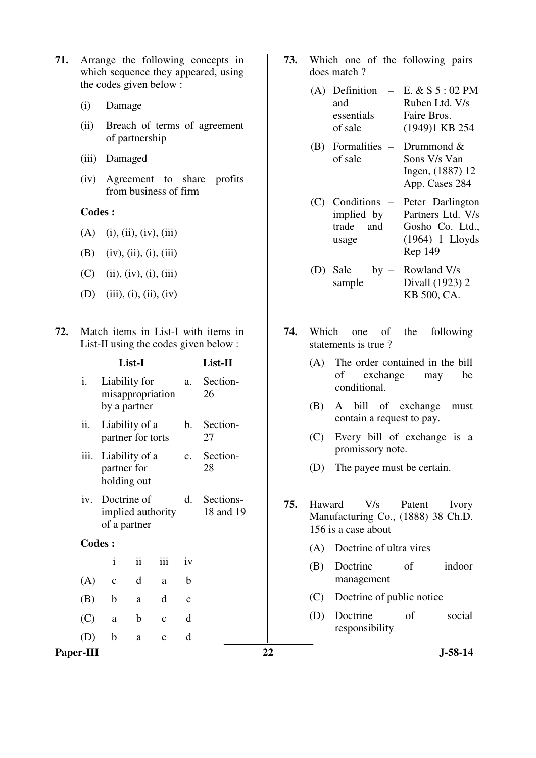**71.** Arrange the following concepts in which sequence they appeared, using the codes given below :

(i) Damage

(ii) Breach of terms of agreement of partnership

(iii) Damaged

(iv) Agreement to share profits from business of firm

**Codes :**

(A) (i), (ii), (iv), (iii)

(B) (iv), (ii), (i), (iii)

(C) (ii), (iv), (i), (iii)

(D) (iii), (i), (ii), (iv)

**72.** Match items in List-I with items in List-II using the codes given below :

| | List-I | | List-II |
|---|---|---|---|
| i. | Liability for misappropriation by a partner | a. | Section-26 |
| ii. | Liability of a partner for torts | b. | Section-27 |
| iii. | Liability of a partner for holding out | c. | Section-28 |
| iv. | Doctrine of implied authority of a partner | d. | Sections-18 and 19 |

**Codes :**

| | i | ii | iii | iv |
|---|---|---|---|---|
| (A) | c | d | a | b |
| (B) | b | a | d | c |
| (C) | a | b | c | d |
| (D) | b | a | c | d |

**73.** Which one of the following pairs does match ?

(A) Definition and essentials of sale – E. & S 5 : 02 PM Ruben Ltd. V/s Faire Bros. (1949)1 KB 254

(B) Formalities of sale – Drummond & Sons V/s Van Ingen, (1887) 12 App. Cases 284

(C) Conditions implied by trade and usage – Peter Darlington Partners Ltd. V/s Gosho Co. Ltd., (1964) 1 Lloyds Rep 149

(D) Sale by sample – Rowland V/s Divall (1923) 2 KB 500, CA.

**74.** Which one of the following statements is true ?

(A) The order contained in the bill of exchange may be conditional.

(B) A bill of exchange must contain a request to pay.

(C) Every bill of exchange is a promissory note.

(D) The payee must be certain.

**75.** Haward V/s Patent Ivory Manufacturing Co., (1888) 38 Ch.D. 156 is a case about

(A) Doctrine of ultra vires

(B) Doctrine of indoor management

(C) Doctrine of public notice

(D) Doctrine of social responsibility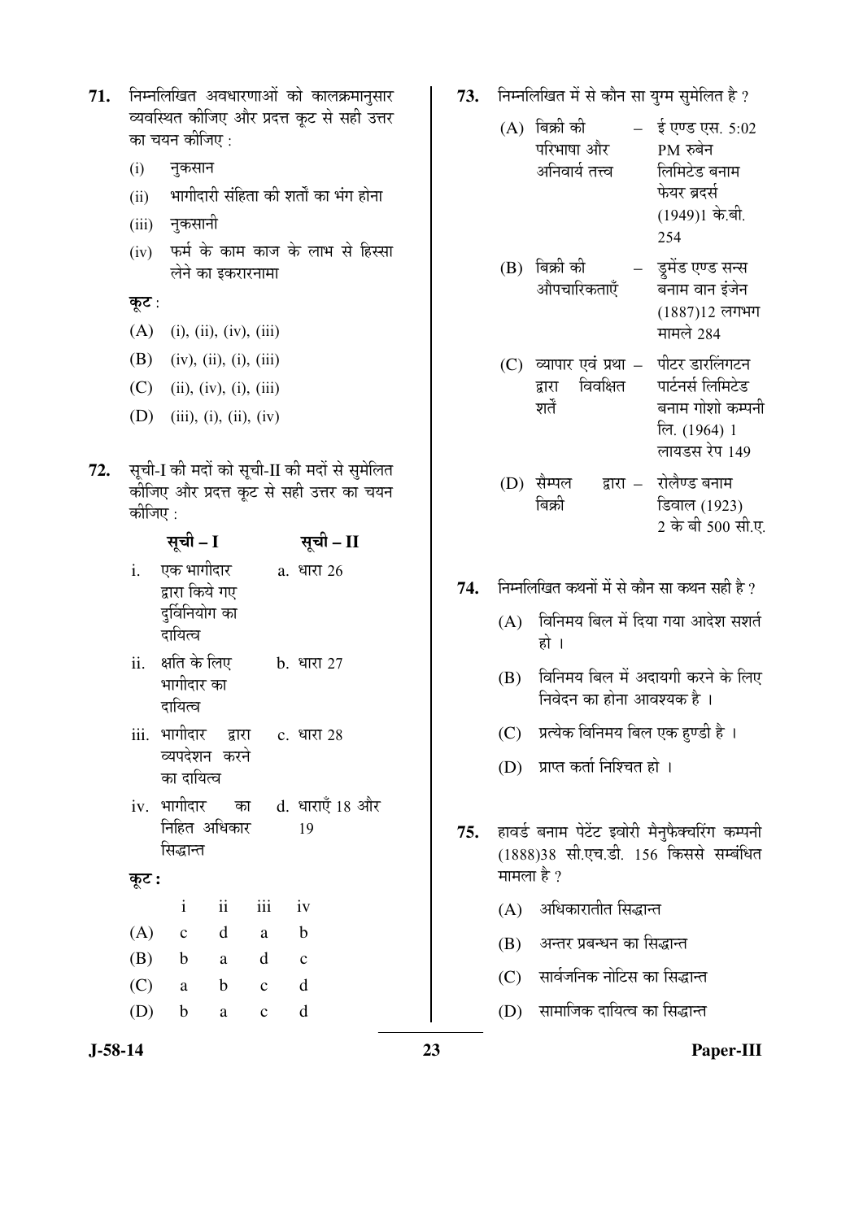**71.** निम्नलिखित अवधारणाओं को कालक्रमानुसार व्यवस्थित कीजिए और प्रदत्त कूट से सही उत्तर का चयन कीजिए :

(i) नुकसान

(ii) भागीदारी संहिता की शर्तों का भंग होना

(iii) नुकसानी

(iv) फर्म के काम काज के लाभ से हिस्सा लेने का इकरारनामा

**कूट** :

(A) (i), (ii), (iv), (iii)

(B) (iv), (ii), (i), (iii)

(C) (ii), (iv), (i), (iii)

(D) (iii), (i), (ii), (iv)

**72.** सूची-I की मदों को सूची-II की मदों से सुमेलित कीजिए और प्रदत्त कूट से सही उत्तर का चयन कीजिए :

| | सूची – I | | सूची – II |
|---|---|---|---|
| i. | एक भागीदार द्वारा किये गए दुर्विनियोग का दायित्व | a. | धारा 26 |
| ii. | क्षति के लिए भागीदार का दायित्व | b. | धारा 27 |
| iii. | भागीदार द्वारा व्यपदेशन करने का दायित्व | c. | धारा 28 |
| iv. | भागीदार का निहित अधिकार सिद्धान्त | d. | धाराएँ 18 और 19 |

**कूट :**

| | i | ii | iii | iv |
|---|---|---|---|---|
| (A) | c | d | a | b |
| (B) | b | a | d | c |
| (C) | a | b | c | d |
| (D) | b | a | c | d |

**73.** निम्नलिखित में से कौन सा युग्म सुमेलित है ?

(A) बिक्री की परिभाषा और अनिवार्य तत्त्व – ई एण्ड एस. 5:02 PM रुबेन लिमिटेड बनाम फेयर ब्रदर्स (1949)1 के.बी. 254

(B) बिक्री की औपचारिकताएँ – डुमेंड एण्ड सन्स बनाम वान इंजेन (1887)12 लगभग मामले 284

(C) व्यापार एवं प्रथा द्वारा विवक्षित शर्तें – पीटर डारलिंगटन पार्टनर्स लिमिटेड बनाम गोशो कम्पनी लि. (1964) 1 लायडस रेप 149

(D) सैम्पल द्वारा बिक्री – रोलैण्ड बनाम डिवाल (1923) 2 के बी 500 सी.ए.

**74.** निम्नलिखित कथनों में से कौन सा कथन सही है ?

(A) विनिमय बिल में दिया गया आदेश सशर्त हो ।

(B) विनिमय बिल में अदायगी करने के लिए निवेदन का होना आवश्यक है ।

(C) प्रत्येक विनिमय बिल एक हुण्डी है ।

(D) प्राप्त कर्ता निश्चित हो ।

**75.** हावर्ड बनाम पेटेंट इवोरी मैनुफैक्चरिंग कम्पनी (1888)38 सी.एच.डी. 156 किससे सम्बंधित मामला है ?

(A) अधिकारातीत सिद्धान्त

(B) अन्तर प्रबन्धन का सिद्धान्त

(C) सार्वजनिक नोटिस का सिद्धान्त

(D) सामाजिक दायित्व का सिद्धान्त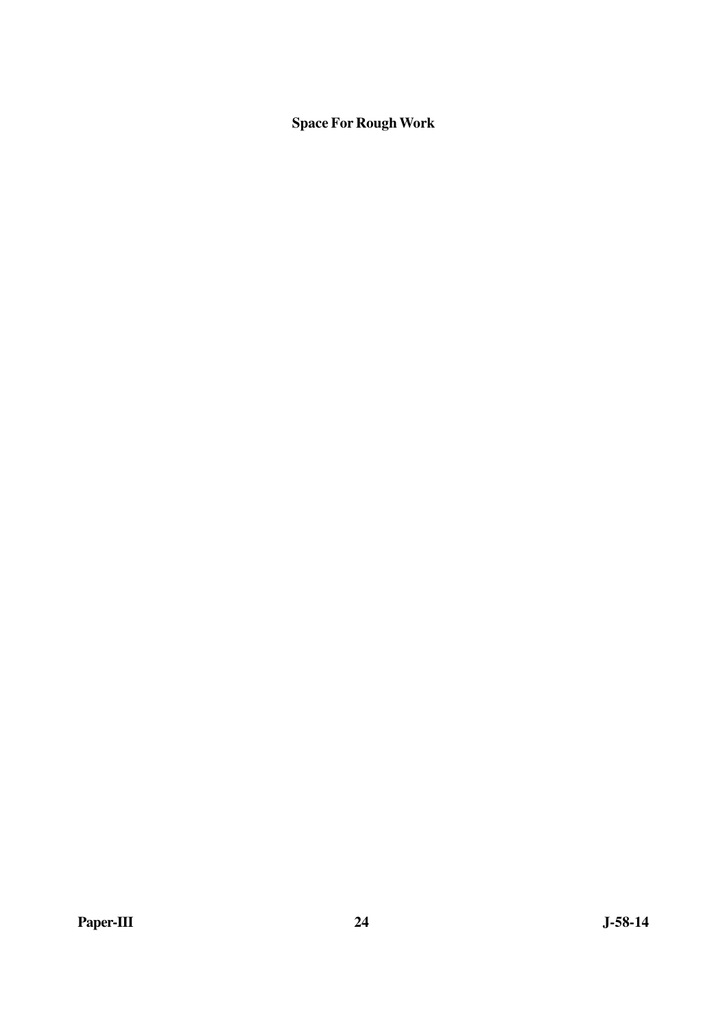**Space For Rough Work**